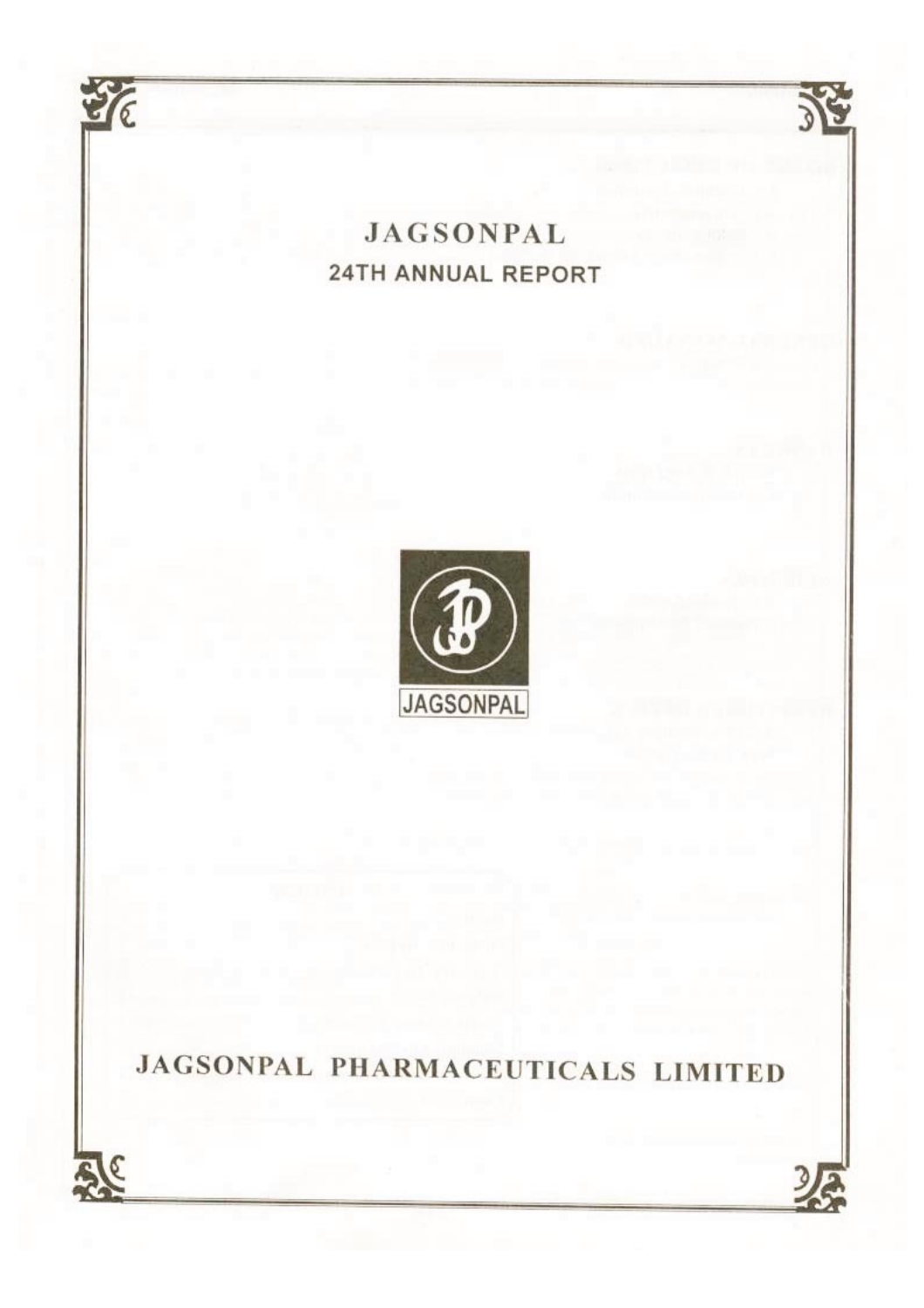# JAGSONPAL

## 24TH ANNUAL REPORT

JAGSONPAL

## JAGSONPAL PHARMACEUTICALS LIMITED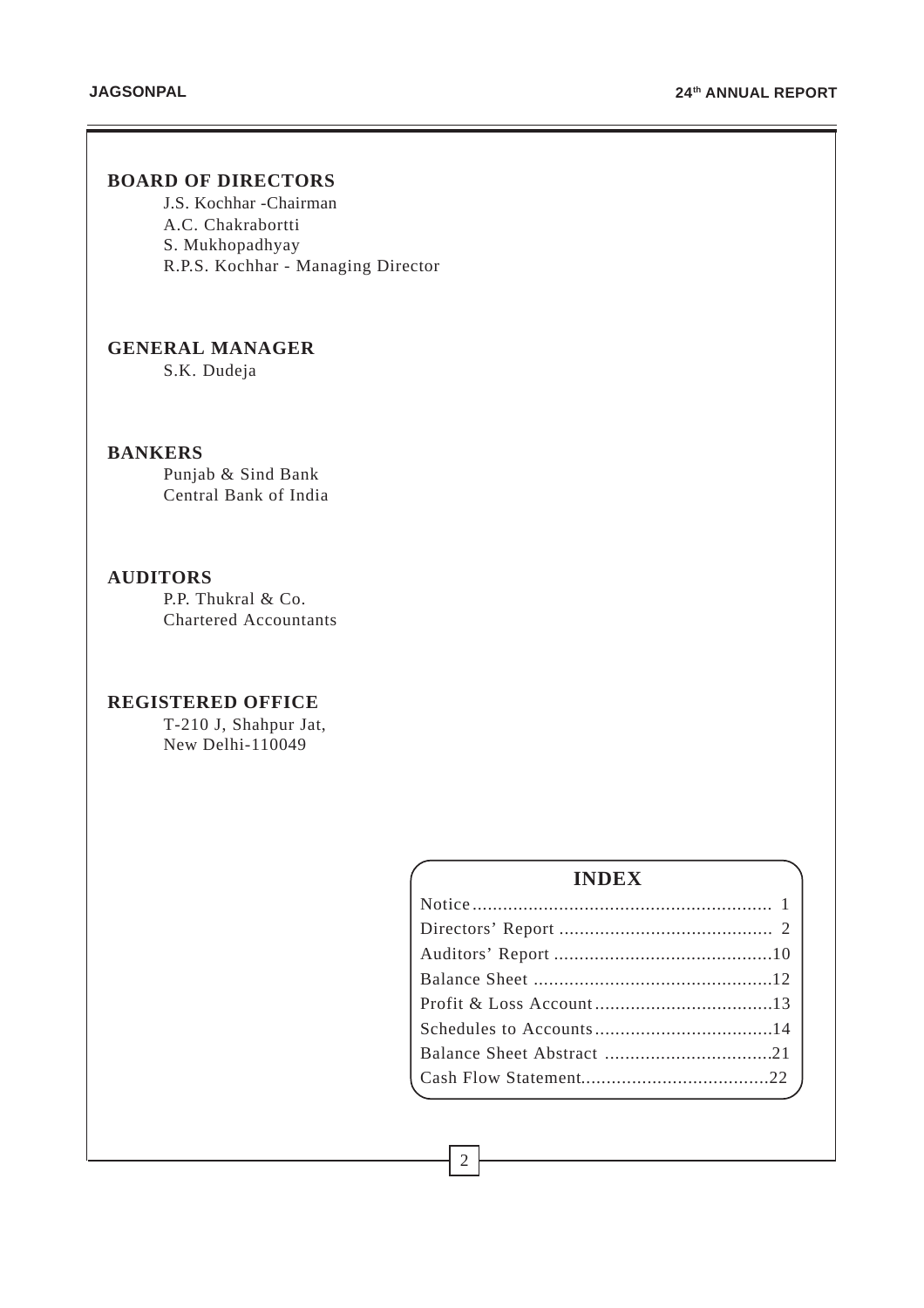## BOARD OF DIRECTORS

J.S. Kochhar -Chairman
A.C. Chakrabortti
S. Mukhopadhyay
R.P.S. Kochhar - Managing Director

## GENERAL MANAGER

S.K. Dudeja

## BANKERS

Punjab & Sind Bank
Central Bank of India

## AUDITORS

P.P. Thukral & Co.
Chartered Accountants

## REGISTERED OFFICE

T-210 J, Shahpur Jat,
New Delhi-110049

## INDEX

| | |
|---|---|
| Notice | 1 |
| Directors' Report | 2 |
| Auditors' Report | 10 |
| Balance Sheet | 12 |
| Profit & Loss Account | 13 |
| Schedules to Accounts | 14 |
| Balance Sheet Abstract | 21 |
| Cash Flow Statement | 22 |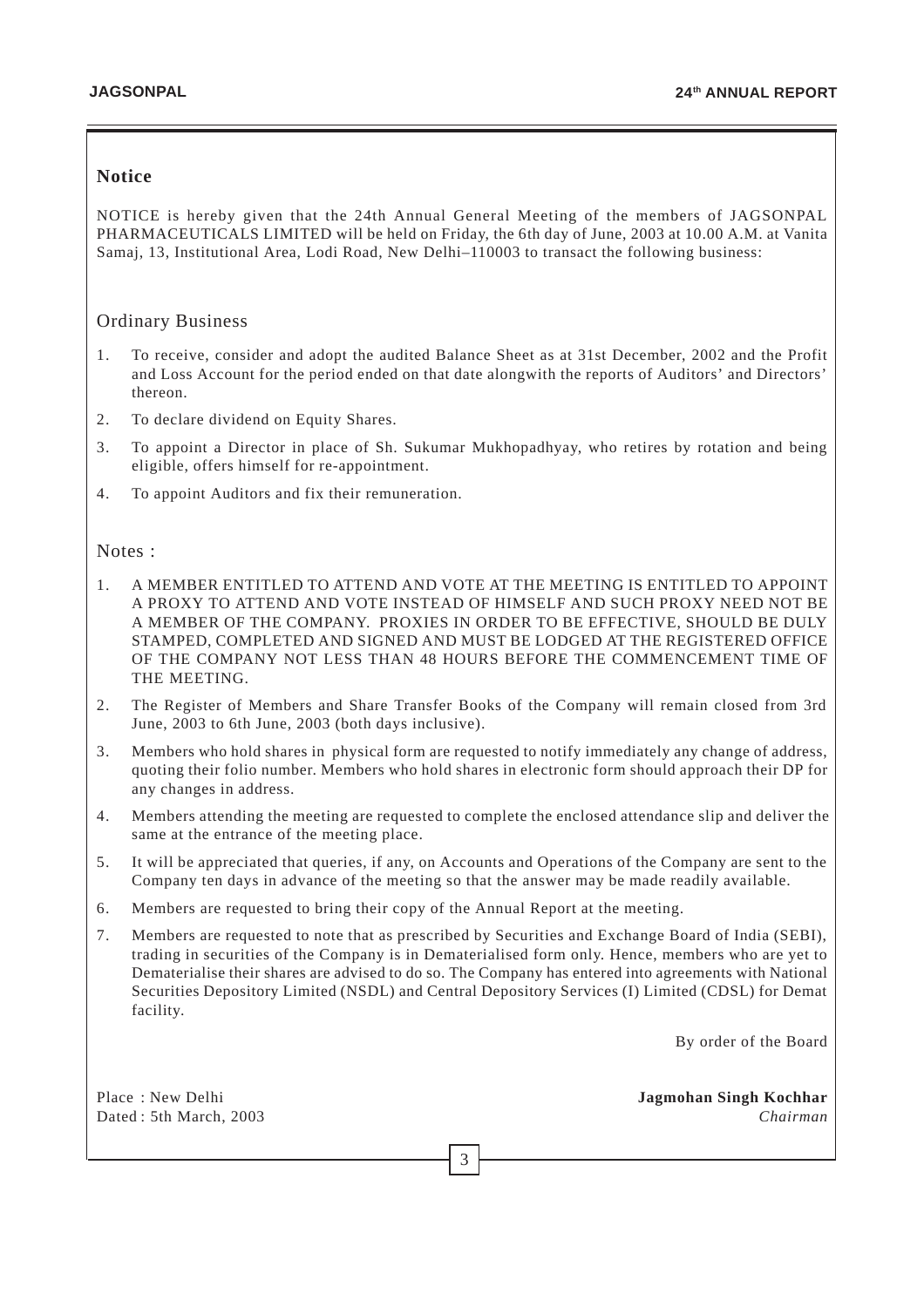## Notice

NOTICE is hereby given that the 24th Annual General Meeting of the members of JAGSONPAL PHARMACEUTICALS LIMITED will be held on Friday, the 6th day of June, 2003 at 10.00 A.M. at Vanita Samaj, 13, Institutional Area, Lodi Road, New Delhi–110003 to transact the following business:

### Ordinary Business

1. To receive, consider and adopt the audited Balance Sheet as at 31st December, 2002 and the Profit and Loss Account for the period ended on that date alongwith the reports of Auditors' and Directors' thereon.
2. To declare dividend on Equity Shares.
3. To appoint a Director in place of Sh. Sukumar Mukhopadhyay, who retires by rotation and being eligible, offers himself for re-appointment.
4. To appoint Auditors and fix their remuneration.

### Notes :

1. A MEMBER ENTITLED TO ATTEND AND VOTE AT THE MEETING IS ENTITLED TO APPOINT A PROXY TO ATTEND AND VOTE INSTEAD OF HIMSELF AND SUCH PROXY NEED NOT BE A MEMBER OF THE COMPANY. PROXIES IN ORDER TO BE EFFECTIVE, SHOULD BE DULY STAMPED, COMPLETED AND SIGNED AND MUST BE LODGED AT THE REGISTERED OFFICE OF THE COMPANY NOT LESS THAN 48 HOURS BEFORE THE COMMENCEMENT TIME OF THE MEETING.
2. The Register of Members and Share Transfer Books of the Company will remain closed from 3rd June, 2003 to 6th June, 2003 (both days inclusive).
3. Members who hold shares in physical form are requested to notify immediately any change of address, quoting their folio number. Members who hold shares in electronic form should approach their DP for any changes in address.
4. Members attending the meeting are requested to complete the enclosed attendance slip and deliver the same at the entrance of the meeting place.
5. It will be appreciated that queries, if any, on Accounts and Operations of the Company are sent to the Company ten days in advance of the meeting so that the answer may be made readily available.
6. Members are requested to bring their copy of the Annual Report at the meeting.
7. Members are requested to note that as prescribed by Securities and Exchange Board of India (SEBI), trading in securities of the Company is in Dematerialised form only. Hence, members who are yet to Dematerialise their shares are advised to do so. The Company has entered into agreements with National Securities Depository Limited (NSDL) and Central Depository Services (I) Limited (CDSL) for Demat facility.

By order of the Board

Place : New Delhi
Dated : 5th March, 2003

**Jagmohan Singh Kochhar**
*Chairman*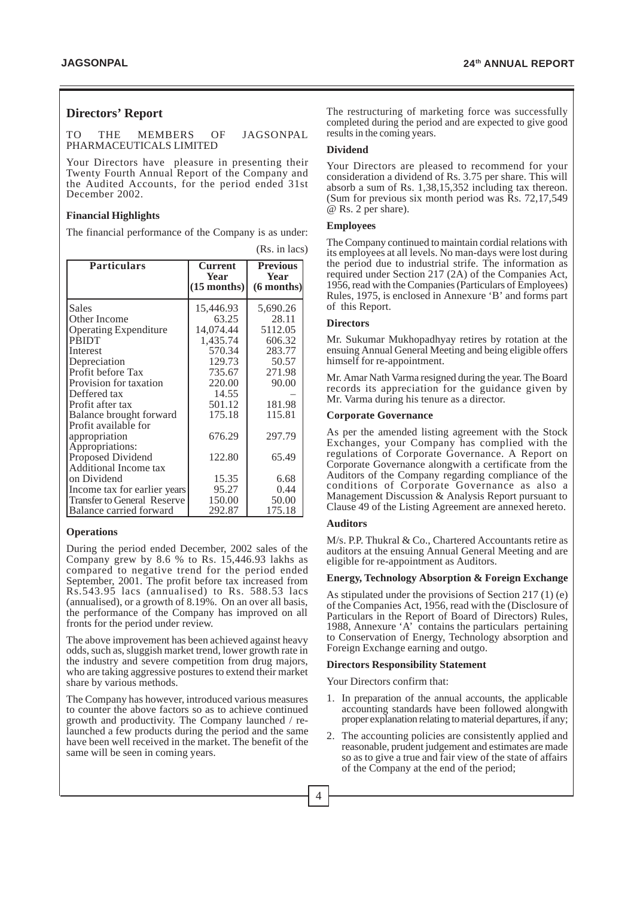## Directors' Report

TO THE MEMBERS OF JAGSONPAL PHARMACEUTICALS LIMITED

Your Directors have pleasure in presenting their Twenty Fourth Annual Report of the Company and the Audited Accounts, for the period ended 31st December 2002.

### Financial Highlights

The financial performance of the Company is as under:

(Rs. in lacs)

| Particulars | Current Year (15 months) | Previous Year (6 months) |
|---|---|---|
| Sales | 15,446.93 | 5,690.26 |
| Other Income | 63.25 | 28.11 |
| Operating Expenditure | 14,074.44 | 5112.05 |
| PBIDT | 1,435.74 | 606.32 |
| Interest | 570.34 | 283.77 |
| Depreciation | 129.73 | 50.57 |
| Profit before Tax | 735.67 | 271.98 |
| Provision for taxation | 220.00 | 90.00 |
| Deffered tax | 14.55 | – |
| Profit after tax | 501.12 | 181.98 |
| Balance brought forward | 175.18 | 115.81 |
| Profit available for appropriation | 676.29 | 297.79 |
| Appropriations: | | |
| Proposed Dividend | 122.80 | 65.49 |
| Additional Income tax on Dividend | 15.35 | 6.68 |
| Income tax for earlier years | 95.27 | 0.44 |
| Transfer to General Reserve | 150.00 | 50.00 |
| Balance carried forward | 292.87 | 175.18 |

### Operations

During the period ended December, 2002 sales of the Company grew by 8.6 % to Rs. 15,446.93 lakhs as compared to negative trend for the period ended September, 2001. The profit before tax increased from Rs.543.95 lacs (annualised) to Rs. 588.53 lacs (annualised), or a growth of 8.19%. On an over all basis, the performance of the Company has improved on all fronts for the period under review.

The above improvement has been achieved against heavy odds, such as, sluggish market trend, lower growth rate in the industry and severe competition from drug majors, who are taking aggressive postures to extend their market share by various methods.

The Company has however, introduced various measures to counter the above factors so as to achieve continued growth and productivity. The Company launched / re-launched a few products during the period and the same have been well received in the market. The benefit of the same will be seen in coming years.

The restructuring of marketing force was successfully completed during the period and are expected to give good results in the coming years.

### Dividend

Your Directors are pleased to recommend for your consideration a dividend of Rs. 3.75 per share. This will absorb a sum of Rs. 1,38,15,352 including tax thereon. (Sum for previous six month period was Rs. 72,17,549 @ Rs. 2 per share).

### Employees

The Company continued to maintain cordial relations with its employees at all levels. No man-days were lost during the period due to industrial strife. The information as required under Section 217 (2A) of the Companies Act, 1956, read with the Companies (Particulars of Employees) Rules, 1975, is enclosed in Annexure 'B' and forms part of this Report.

### Directors

Mr. Sukumar Mukhopadhyay retires by rotation at the ensuing Annual General Meeting and being eligible offers himself for re-appointment.

Mr. Amar Nath Varma resigned during the year. The Board records its appreciation for the guidance given by Mr. Varma during his tenure as a director.

### Corporate Governance

As per the amended listing agreement with the Stock Exchanges, your Company has complied with the regulations of Corporate Governance. A Report on Corporate Governance alongwith a certificate from the Auditors of the Company regarding compliance of the conditions of Corporate Governance as also a Management Discussion & Analysis Report pursuant to Clause 49 of the Listing Agreement are annexed hereto.

### Auditors

M/s. P.P. Thukral & Co., Chartered Accountants retire as auditors at the ensuing Annual General Meeting and are eligible for re-appointment as Auditors.

### Energy, Technology Absorption & Foreign Exchange

As stipulated under the provisions of Section 217 (1) (e) of the Companies Act, 1956, read with the (Disclosure of Particulars in the Report of Board of Directors) Rules, 1988, Annexure 'A' contains the particulars pertaining to Conservation of Energy, Technology absorption and Foreign Exchange earning and outgo.

### Directors Responsibility Statement

Your Directors confirm that:

1. In preparation of the annual accounts, the applicable accounting standards have been followed alongwith proper explanation relating to material departures, if any;
2. The accounting policies are consistently applied and reasonable, prudent judgement and estimates are made so as to give a true and fair view of the state of affairs of the Company at the end of the period;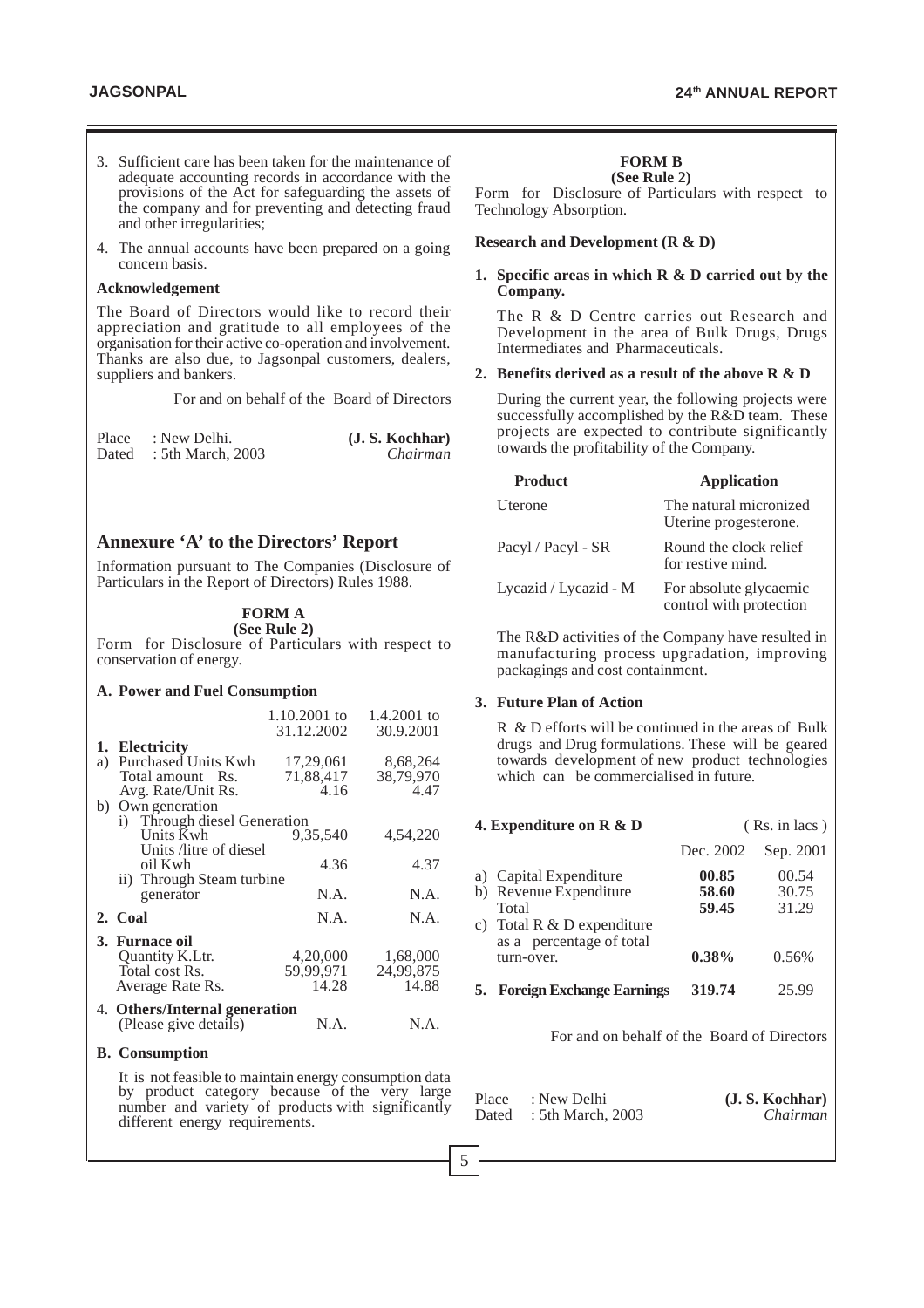3. Sufficient care has been taken for the maintenance of adequate accounting records in accordance with the provisions of the Act for safeguarding the assets of the company and for preventing and detecting fraud and other irregularities;

4. The annual accounts have been prepared on a going concern basis.

**Acknowledgement**

The Board of Directors would like to record their appreciation and gratitude to all employees of the organisation for their active co-operation and involvement. Thanks are also due, to Jagsonpal customers, dealers, suppliers and bankers.

For and on behalf of the Board of Directors

Place : New Delhi.
Dated : 5th March, 2003

**(J. S. Kochhar)**
*Chairman*

## Annexure 'A' to the Directors' Report

Information pursuant to The Companies (Disclosure of Particulars in the Report of Directors) Rules 1988.

**FORM A**
**(See Rule 2)**

Form for Disclosure of Particulars with respect to conservation of energy.

**A. Power and Fuel Consumption**

| | 1.10.2001 to 31.12.2002 | 1.4.2001 to 30.9.2001 |
|---|---|---|
| **1. Electricity** | | |
| a) Purchased Units Kwh | 17,29,061 | 8,68,264 |
| Total amount Rs. | 71,88,417 | 38,79,970 |
| Avg. Rate/Unit Rs. | 4.16 | 4.47 |
| b) Own generation | | |
| i) Through diesel Generation Units Kwh | 9,35,540 | 4,54,220 |
| Units /litre of diesel oil Kwh | 4.36 | 4.37 |
| ii) Through Steam turbine generator | N.A. | N.A. |
| **2. Coal** | N.A. | N.A. |
| **3. Furnace oil** | | |
| Quantity K.Ltr. | 4,20,000 | 1,68,000 |
| Total cost Rs. | 59,99,971 | 24,99,875 |
| Average Rate Rs. | 14.28 | 14.88 |
| 4. **Others/Internal generation** (Please give details) | N.A. | N.A. |

**B. Consumption**

It is not feasible to maintain energy consumption data by product category because of the very large number and variety of products with significantly different energy requirements.

**FORM B**
**(See Rule 2)**

Form for Disclosure of Particulars with respect to Technology Absorption.

**Research and Development (R & D)**

**1. Specific areas in which R & D carried out by the Company.**

The R & D Centre carries out Research and Development in the area of Bulk Drugs, Drugs Intermediates and Pharmaceuticals.

**2. Benefits derived as a result of the above R & D**

During the current year, the following projects were successfully accomplished by the R&D team. These projects are expected to contribute significantly towards the profitability of the Company.

| Product | Application |
|---|---|
| Uterone | The natural micronized Uterine progesterone. |
| Pacyl / Pacyl - SR | Round the clock relief for restive mind. |
| Lycazid / Lycazid - M | For absolute glycaemic control with protection |

The R&D activities of the Company have resulted in manufacturing process upgradation, improving packagings and cost containment.

**3. Future Plan of Action**

R & D efforts will be continued in the areas of Bulk drugs and Drug formulations. These will be geared towards development of new product technologies which can be commercialised in future.

| **4. Expenditure on R & D** | ( Rs. in lacs ) | |
|---|---|---|
| | Dec. 2002 | Sep. 2001 |
| a) Capital Expenditure | **00.85** | 00.54 |
| b) Revenue Expenditure | **58.60** | 30.75 |
| Total | **59.45** | 31.29 |
| c) Total R & D expenditure as a percentage of total turn-over. | **0.38%** | 0.56% |
| **5. Foreign Exchange Earnings** | **319.74** | 25.99 |

For and on behalf of the Board of Directors

Place : New Delhi
Dated : 5th March, 2003

**(J. S. Kochhar)**
*Chairman*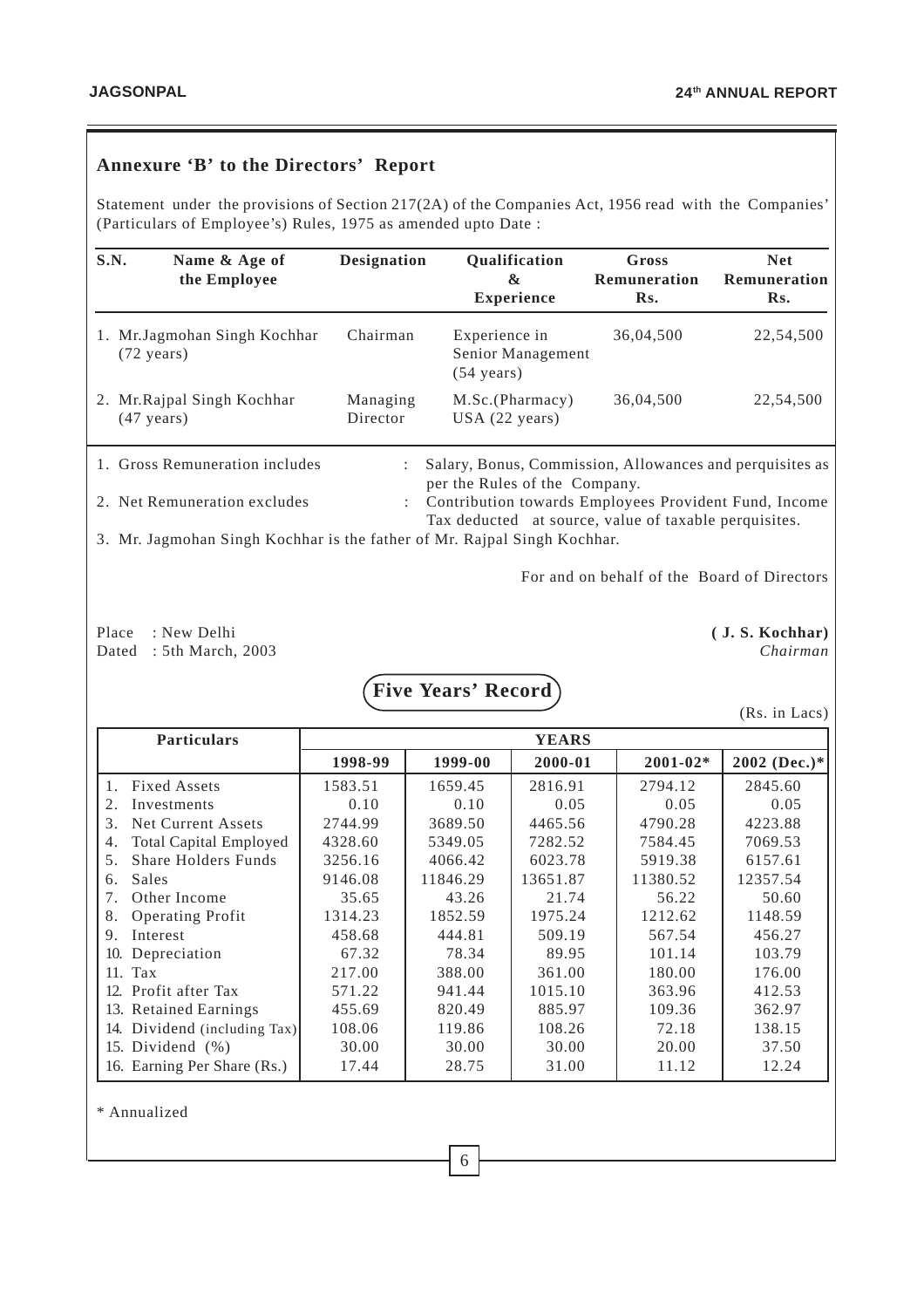## Annexure 'B' to the Directors' Report

Statement under the provisions of Section 217(2A) of the Companies Act, 1956 read with the Companies' (Particulars of Employee's) Rules, 1975 as amended upto Date :

| S.N. | Name & Age of the Employee | Designation | Qualification & Experience | Gross Remuneration Rs. | Net Remuneration Rs. |
|---|---|---|---|---|---|
| 1. | Mr.Jagmohan Singh Kochhar (72 years) | Chairman | Experience in Senior Management (54 years) | 36,04,500 | 22,54,500 |
| 2. | Mr.Rajpal Singh Kochhar (47 years) | Managing Director | M.Sc.(Pharmacy) USA (22 years) | 36,04,500 | 22,54,500 |

1. Gross Remuneration includes : Salary, Bonus, Commission, Allowances and perquisites as per the Rules of the Company.
2. Net Remuneration excludes : Contribution towards Employees Provident Fund, Income Tax deducted at source, value of taxable perquisites.
3. Mr. Jagmohan Singh Kochhar is the father of Mr. Rajpal Singh Kochhar.

For and on behalf of the Board of Directors

Place : New Delhi
Dated : 5th March, 2003

**( J. S. Kochhar)**
*Chairman*

## Five Years' Record

(Rs. in Lacs)

| Particulars | YEARS | | | | |
|---|---|---|---|---|---|
| | 1998-99 | 1999-00 | 2000-01 | 2001-02* | 2002 (Dec.)* |
| 1. Fixed Assets | 1583.51 | 1659.45 | 2816.91 | 2794.12 | 2845.60 |
| 2. Investments | 0.10 | 0.10 | 0.05 | 0.05 | 0.05 |
| 3. Net Current Assets | 2744.99 | 3689.50 | 4465.56 | 4790.28 | 4223.88 |
| 4. Total Capital Employed | 4328.60 | 5349.05 | 7282.52 | 7584.45 | 7069.53 |
| 5. Share Holders Funds | 3256.16 | 4066.42 | 6023.78 | 5919.38 | 6157.61 |
| 6. Sales | 9146.08 | 11846.29 | 13651.87 | 11380.52 | 12357.54 |
| 7. Other Income | 35.65 | 43.26 | 21.74 | 56.22 | 50.60 |
| 8. Operating Profit | 1314.23 | 1852.59 | 1975.24 | 1212.62 | 1148.59 |
| 9. Interest | 458.68 | 444.81 | 509.19 | 567.54 | 456.27 |
| 10. Depreciation | 67.32 | 78.34 | 89.95 | 101.14 | 103.79 |
| 11. Tax | 217.00 | 388.00 | 361.00 | 180.00 | 176.00 |
| 12. Profit after Tax | 571.22 | 941.44 | 1015.10 | 363.96 | 412.53 |
| 13. Retained Earnings | 455.69 | 820.49 | 885.97 | 109.36 | 362.97 |
| 14. Dividend (including Tax) | 108.06 | 119.86 | 108.26 | 72.18 | 138.15 |
| 15. Dividend (%) | 30.00 | 30.00 | 30.00 | 20.00 | 37.50 |
| 16. Earning Per Share (Rs.) | 17.44 | 28.75 | 31.00 | 11.12 | 12.24 |

\* Annualized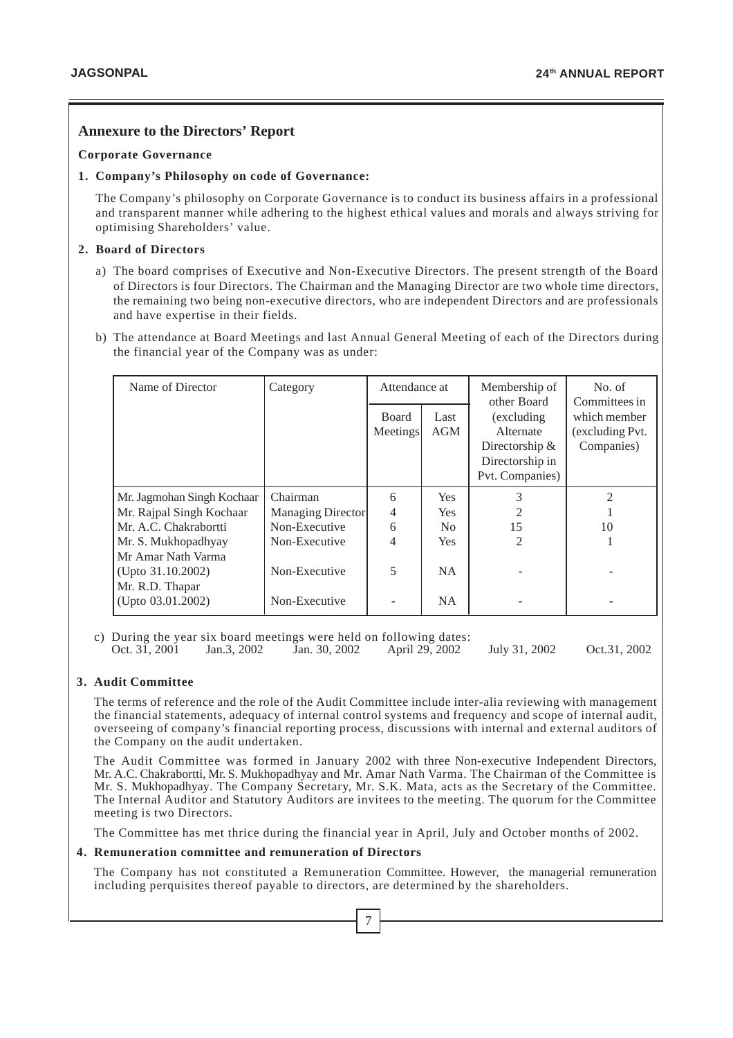## Annexure to the Directors' Report

**Corporate Governance**

**1. Company's Philosophy on code of Governance:**

The Company's philosophy on Corporate Governance is to conduct its business affairs in a professional and transparent manner while adhering to the highest ethical values and morals and always striving for optimising Shareholders' value.

**2. Board of Directors**

a) The board comprises of Executive and Non-Executive Directors. The present strength of the Board of Directors is four Directors. The Chairman and the Managing Director are two whole time directors, the remaining two being non-executive directors, who are independent Directors and are professionals and have expertise in their fields.

b) The attendance at Board Meetings and last Annual General Meeting of each of the Directors during the financial year of the Company was as under:

| Name of Director | Category | Attendance at | | Membership of other Board (excluding Alternate Directorship & Directorship in Pvt. Companies) | No. of Committees in which member (excluding Pvt. Companies) |
|---|---|---|---|---|---|
| | | Board Meetings | Last AGM | | |
| Mr. Jagmohan Singh Kochaar | Chairman | 6 | Yes | 3 | 2 |
| Mr. Rajpal Singh Kochaar | Managing Director | 4 | Yes | 2 | 1 |
| Mr. A.C. Chakrabortti | Non-Executive | 6 | No | 15 | 10 |
| Mr. S. Mukhopadhyay | Non-Executive | 4 | Yes | 2 | 1 |
| Mr Amar Nath Varma (Upto 31.10.2002) | Non-Executive | 5 | NA | - | - |
| Mr. R.D. Thapar (Upto 03.01.2002) | Non-Executive | - | NA | - | - |

c) During the year six board meetings were held on following dates:
Oct. 31, 2001 Jan.3, 2002 Jan. 30, 2002 April 29, 2002 July 31, 2002 Oct.31, 2002

**3. Audit Committee**

The terms of reference and the role of the Audit Committee include inter-alia reviewing with management the financial statements, adequacy of internal control systems and frequency and scope of internal audit, overseeing of company's financial reporting process, discussions with internal and external auditors of the Company on the audit undertaken.

The Audit Committee was formed in January 2002 with three Non-executive Independent Directors, Mr. A.C. Chakrabortti, Mr. S. Mukhopadhyay and Mr. Amar Nath Varma. The Chairman of the Committee is Mr. S. Mukhopadhyay. The Company Secretary, Mr. S.K. Mata, acts as the Secretary of the Committee. The Internal Auditor and Statutory Auditors are invitees to the meeting. The quorum for the Committee meeting is two Directors.

The Committee has met thrice during the financial year in April, July and October months of 2002.

**4. Remuneration committee and remuneration of Directors**

The Company has not constituted a Remuneration Committee. However, the managerial remuneration including perquisites thereof payable to directors, are determined by the shareholders.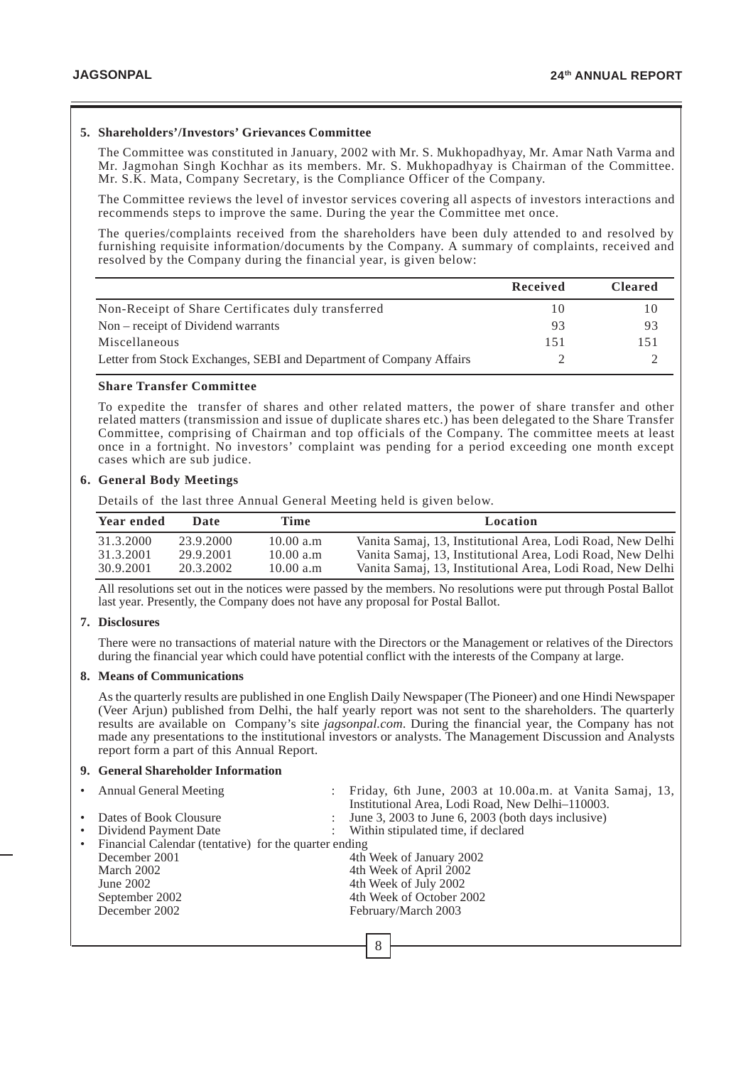**5. Shareholders'/Investors' Grievances Committee**

The Committee was constituted in January, 2002 with Mr. S. Mukhopadhyay, Mr. Amar Nath Varma and Mr. Jagmohan Singh Kochhar as its members. Mr. S. Mukhopadhyay is Chairman of the Committee. Mr. S.K. Mata, Company Secretary, is the Compliance Officer of the Company.

The Committee reviews the level of investor services covering all aspects of investors interactions and recommends steps to improve the same. During the year the Committee met once.

The queries/complaints received from the shareholders have been duly attended to and resolved by furnishing requisite information/documents by the Company. A summary of complaints, received and resolved by the Company during the financial year, is given below:

| | Received | Cleared |
|---|---|---|
| Non-Receipt of Share Certificates duly transferred | 10 | 10 |
| Non – receipt of Dividend warrants | 93 | 93 |
| Miscellaneous | 151 | 151 |
| Letter from Stock Exchanges, SEBI and Department of Company Affairs | 2 | 2 |

**Share Transfer Committee**

To expedite the transfer of shares and other related matters, the power of share transfer and other related matters (transmission and issue of duplicate shares etc.) has been delegated to the Share Transfer Committee, comprising of Chairman and top officials of the Company. The committee meets at least once in a fortnight. No investors' complaint was pending for a period exceeding one month except cases which are sub judice.

**6. General Body Meetings**

Details of the last three Annual General Meeting held is given below.

| Year ended | Date | Time | Location |
|---|---|---|---|
| 31.3.2000 | 23.9.2000 | 10.00 a.m | Vanita Samaj, 13, Institutional Area, Lodi Road, New Delhi |
| 31.3.2001 | 29.9.2001 | 10.00 a.m | Vanita Samaj, 13, Institutional Area, Lodi Road, New Delhi |
| 30.9.2001 | 20.3.2002 | 10.00 a.m | Vanita Samaj, 13, Institutional Area, Lodi Road, New Delhi |

All resolutions set out in the notices were passed by the members. No resolutions were put through Postal Ballot last year. Presently, the Company does not have any proposal for Postal Ballot.

**7. Disclosures**

There were no transactions of material nature with the Directors or the Management or relatives of the Directors during the financial year which could have potential conflict with the interests of the Company at large.

**8. Means of Communications**

As the quarterly results are published in one English Daily Newspaper (The Pioneer) and one Hindi Newspaper (Veer Arjun) published from Delhi, the half yearly report was not sent to the shareholders. The quarterly results are available on Company's site *jagsonpal.com*. During the financial year, the Company has not made any presentations to the institutional investors or analysts. The Management Discussion and Analysts report form a part of this Annual Report.

**9. General Shareholder Information**

- Annual General Meeting : Friday, 6th June, 2003 at 10.00a.m. at Vanita Samaj, 13, Institutional Area, Lodi Road, New Delhi–110003.
- Dates of Book Clousure : June 3, 2003 to June 6, 2003 (both days inclusive)
- Dividend Payment Date : Within stipulated time, if declared
- Financial Calendar (tentative) for the quarter ending

| | |
|---|---|
| December 2001 | 4th Week of January 2002 |
| March 2002 | 4th Week of April 2002 |
| June 2002 | 4th Week of July 2002 |
| September 2002 | 4th Week of October 2002 |
| December 2002 | February/March 2003 |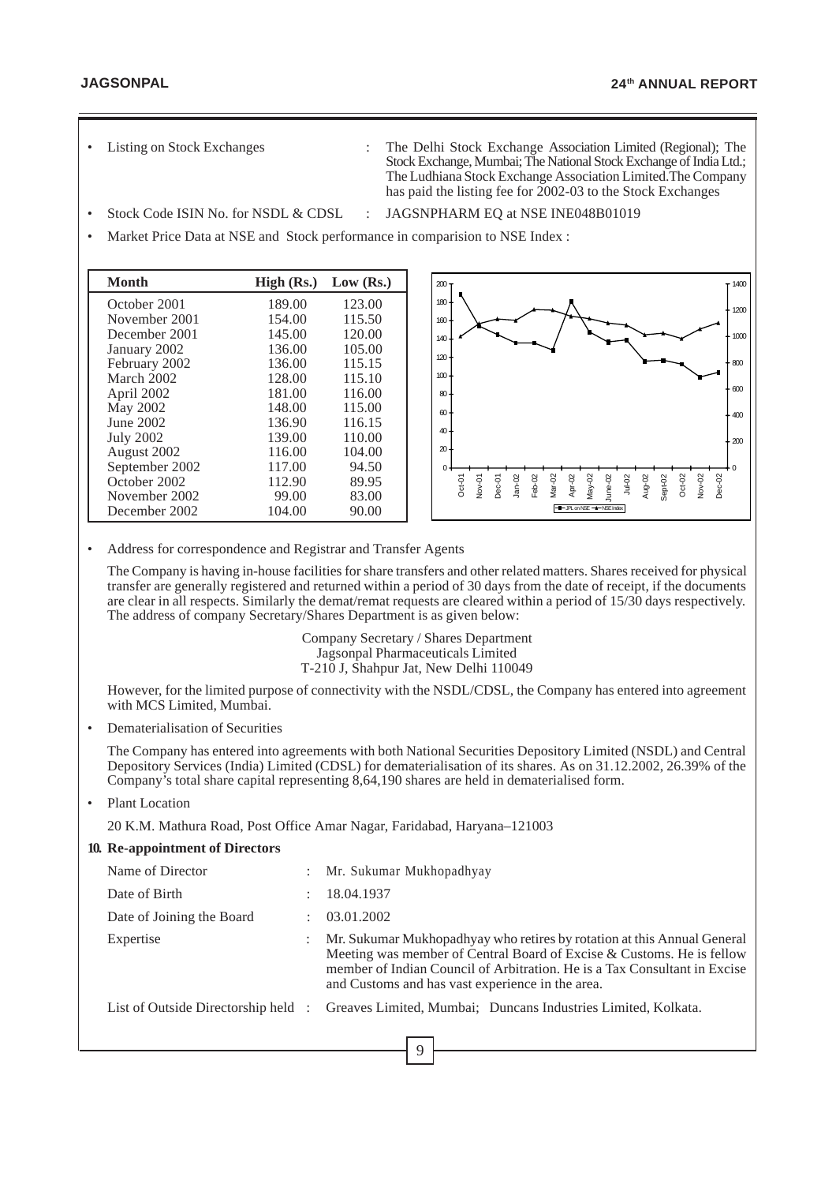- Listing on Stock Exchanges : The Delhi Stock Exchange Association Limited (Regional); The Stock Exchange, Mumbai; The National Stock Exchange of India Ltd.; The Ludhiana Stock Exchange Association Limited.The Company has paid the listing fee for 2002-03 to the Stock Exchanges
- Stock Code ISIN No. for NSDL & CDSL : JAGSNPHARM EQ at NSE INE048B01019
- Market Price Data at NSE and Stock performance in comparision to NSE Index :

| Month | High (Rs.) | Low (Rs.) |
|---|---|---|
| October 2001 | 189.00 | 123.00 |
| November 2001 | 154.00 | 115.50 |
| December 2001 | 145.00 | 120.00 |
| January 2002 | 136.00 | 105.00 |
| February 2002 | 136.00 | 115.15 |
| March 2002 | 128.00 | 115.10 |
| April 2002 | 181.00 | 116.00 |
| May 2002 | 148.00 | 115.00 |
| June 2002 | 136.90 | 116.15 |
| July 2002 | 139.00 | 110.00 |
| August 2002 | 116.00 | 104.00 |
| September 2002 | 117.00 | 94.50 |
| October 2002 | 112.90 | 89.95 |
| November 2002 | 99.00 | 83.00 |
| December 2002 | 104.00 | 90.00 |

- Address for correspondence and Registrar and Transfer Agents

  The Company is having in-house facilities for share transfers and other related matters. Shares received for physical transfer are generally registered and returned within a period of 30 days from the date of receipt, if the documents are clear in all respects. Similarly the demat/remat requests are cleared within a period of 15/30 days respectively. The address of company Secretary/Shares Department is as given below:

  Company Secretary / Shares Department
  Jagsonpal Pharmaceuticals Limited
  T-210 J, Shahpur Jat, New Delhi 110049

  However, for the limited purpose of connectivity with the NSDL/CDSL, the Company has entered into agreement with MCS Limited, Mumbai.

- Dematerialisation of Securities

  The Company has entered into agreements with both National Securities Depository Limited (NSDL) and Central Depository Services (India) Limited (CDSL) for dematerialisation of its shares. As on 31.12.2002, 26.39% of the Company's total share capital representing 8,64,190 shares are held in dematerialised form.

- Plant Location

  20 K.M. Mathura Road, Post Office Amar Nagar, Faridabad, Haryana–121003

**10. Re-appointment of Directors**

| | | |
|---|---|---|
| Name of Director | : | Mr. Sukumar Mukhopadhyay |
| Date of Birth | : | 18.04.1937 |
| Date of Joining the Board | : | 03.01.2002 |
| Expertise | : | Mr. Sukumar Mukhopadhyay who retires by rotation at this Annual General Meeting was member of Central Board of Excise & Customs. He is fellow member of Indian Council of Arbitration. He is a Tax Consultant in Excise and Customs and has vast experience in the area. |
| List of Outside Directorship held | : | Greaves Limited, Mumbai; Duncans Industries Limited, Kolkata. |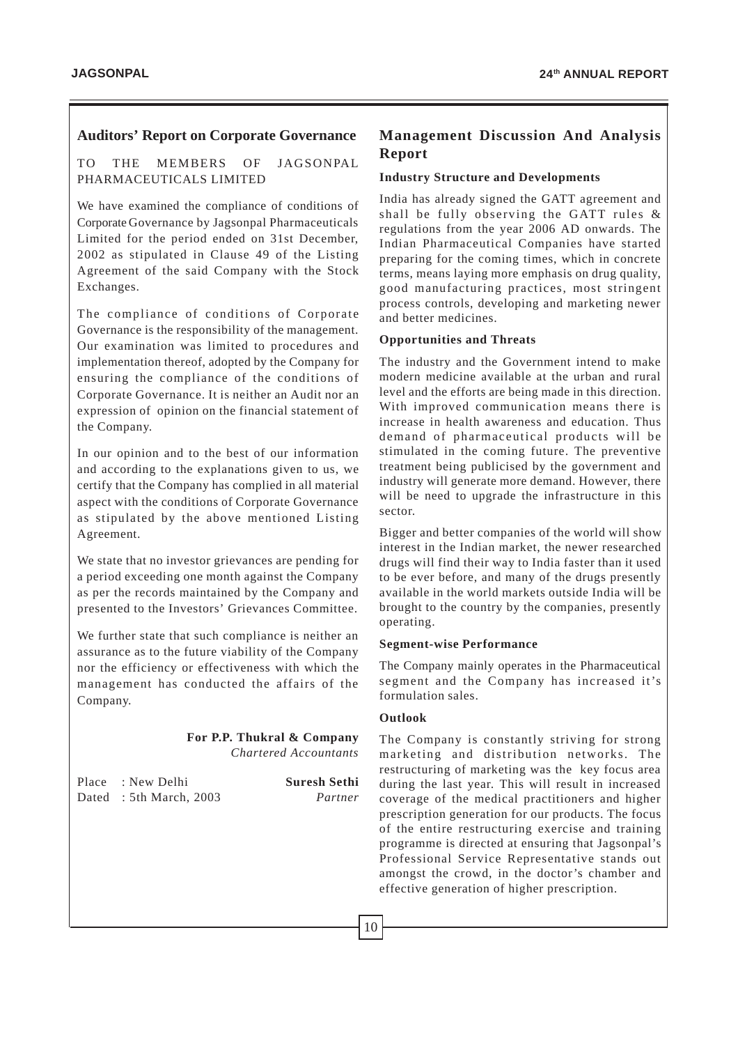## Auditors' Report on Corporate Governance

TO THE MEMBERS OF JAGSONPAL PHARMACEUTICALS LIMITED

We have examined the compliance of conditions of Corporate Governance by Jagsonpal Pharmaceuticals Limited for the period ended on 31st December, 2002 as stipulated in Clause 49 of the Listing Agreement of the said Company with the Stock Exchanges.

The compliance of conditions of Corporate Governance is the responsibility of the management. Our examination was limited to procedures and implementation thereof, adopted by the Company for ensuring the compliance of the conditions of Corporate Governance. It is neither an Audit nor an expression of opinion on the financial statement of the Company.

In our opinion and to the best of our information and according to the explanations given to us, we certify that the Company has complied in all material aspect with the conditions of Corporate Governance as stipulated by the above mentioned Listing Agreement.

We state that no investor grievances are pending for a period exceeding one month against the Company as per the records maintained by the Company and presented to the Investors' Grievances Committee.

We further state that such compliance is neither an assurance as to the future viability of the Company nor the efficiency or effectiveness with which the management has conducted the affairs of the Company.

**For P.P. Thukral & Company**
*Chartered Accountants*

Place : New Delhi
Dated : 5th March, 2003

**Suresh Sethi**
*Partner*

## Management Discussion And Analysis Report

### Industry Structure and Developments

India has already signed the GATT agreement and shall be fully observing the GATT rules & regulations from the year 2006 AD onwards. The Indian Pharmaceutical Companies have started preparing for the coming times, which in concrete terms, means laying more emphasis on drug quality, good manufacturing practices, most stringent process controls, developing and marketing newer and better medicines.

### Opportunities and Threats

The industry and the Government intend to make modern medicine available at the urban and rural level and the efforts are being made in this direction. With improved communication means there is increase in health awareness and education. Thus demand of pharmaceutical products will be stimulated in the coming future. The preventive treatment being publicised by the government and industry will generate more demand. However, there will be need to upgrade the infrastructure in this sector.

Bigger and better companies of the world will show interest in the Indian market, the newer researched drugs will find their way to India faster than it used to be ever before, and many of the drugs presently available in the world markets outside India will be brought to the country by the companies, presently operating.

### Segment-wise Performance

The Company mainly operates in the Pharmaceutical segment and the Company has increased it's formulation sales.

### Outlook

The Company is constantly striving for strong marketing and distribution networks. The restructuring of marketing was the key focus area during the last year. This will result in increased coverage of the medical practitioners and higher prescription generation for our products. The focus of the entire restructuring exercise and training programme is directed at ensuring that Jagsonpal's Professional Service Representative stands out amongst the crowd, in the doctor's chamber and effective generation of higher prescription.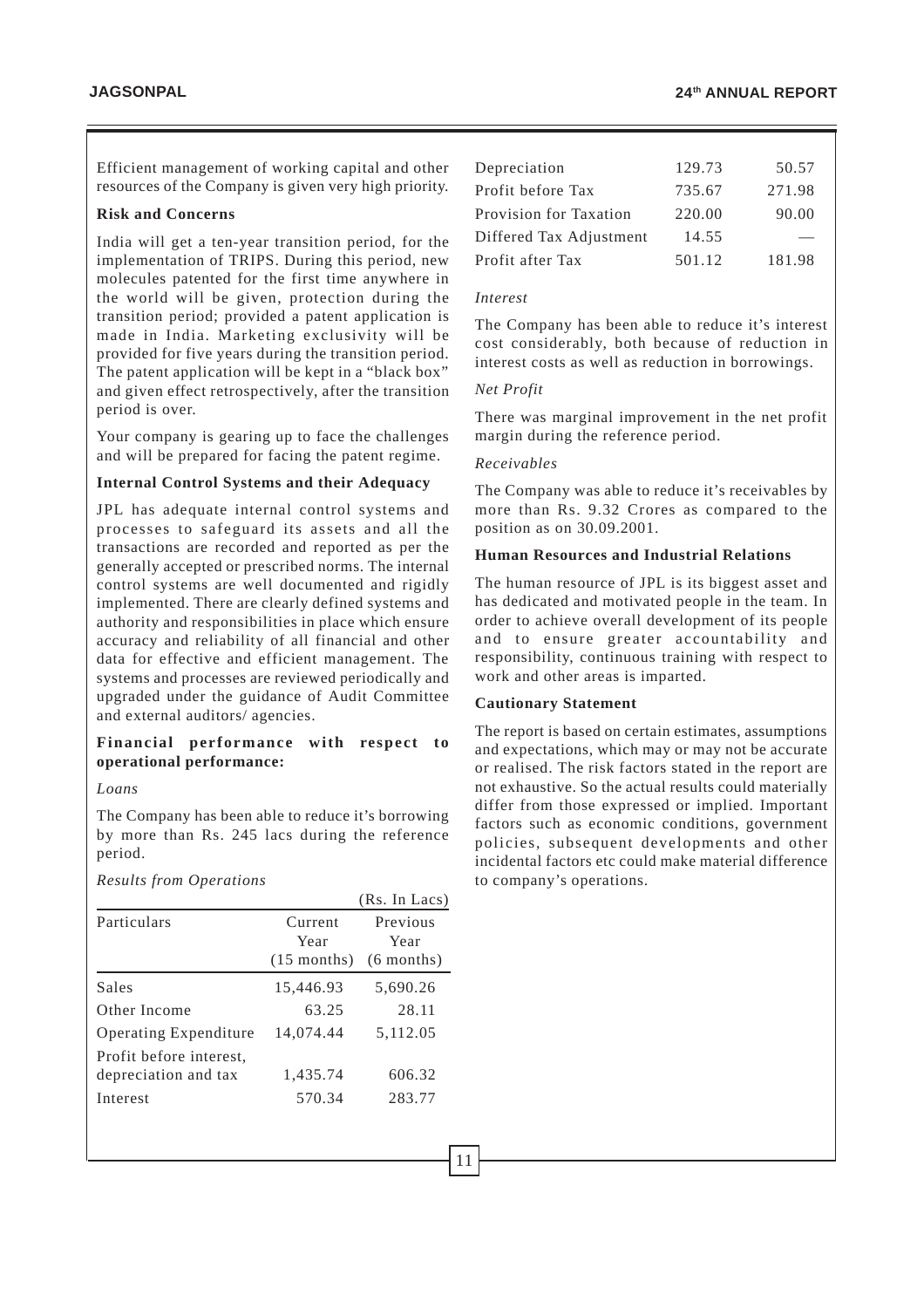Efficient management of working capital and other resources of the Company is given very high priority.

**Risk and Concerns**

India will get a ten-year transition period, for the implementation of TRIPS. During this period, new molecules patented for the first time anywhere in the world will be given, protection during the transition period; provided a patent application is made in India. Marketing exclusivity will be provided for five years during the transition period. The patent application will be kept in a "black box" and given effect retrospectively, after the transition period is over.

Your company is gearing up to face the challenges and will be prepared for facing the patent regime.

**Internal Control Systems and their Adequacy**

JPL has adequate internal control systems and processes to safeguard its assets and all the transactions are recorded and reported as per the generally accepted or prescribed norms. The internal control systems are well documented and rigidly implemented. There are clearly defined systems and authority and responsibilities in place which ensure accuracy and reliability of all financial and other data for effective and efficient management. The systems and processes are reviewed periodically and upgraded under the guidance of Audit Committee and external auditors/ agencies.

**Financial performance with respect to operational performance:**

*Loans*

The Company has been able to reduce it's borrowing by more than Rs. 245 lacs during the reference period.

*Results from Operations*

(Rs. In Lacs)

| Particulars | Current Year (15 months) | Previous Year (6 months) |
|---|---|---|
| Sales | 15,446.93 | 5,690.26 |
| Other Income | 63.25 | 28.11 |
| Operating Expenditure | 14,074.44 | 5,112.05 |
| Profit before interest, depreciation and tax | 1,435.74 | 606.32 |
| Interest | 570.34 | 283.77 |
| Depreciation | 129.73 | 50.57 |
| Profit before Tax | 735.67 | 271.98 |
| Provision for Taxation | 220.00 | 90.00 |
| Differed Tax Adjustment | 14.55 | — |
| Profit after Tax | 501.12 | 181.98 |

*Interest*

The Company has been able to reduce it's interest cost considerably, both because of reduction in interest costs as well as reduction in borrowings.

*Net Profit*

There was marginal improvement in the net profit margin during the reference period.

*Receivables*

The Company was able to reduce it's receivables by more than Rs. 9.32 Crores as compared to the position as on 30.09.2001.

**Human Resources and Industrial Relations**

The human resource of JPL is its biggest asset and has dedicated and motivated people in the team. In order to achieve overall development of its people and to ensure greater accountability and responsibility, continuous training with respect to work and other areas is imparted.

**Cautionary Statement**

The report is based on certain estimates, assumptions and expectations, which may or may not be accurate or realised. The risk factors stated in the report are not exhaustive. So the actual results could materially differ from those expressed or implied. Important factors such as economic conditions, government policies, subsequent developments and other incidental factors etc could make material difference to company's operations.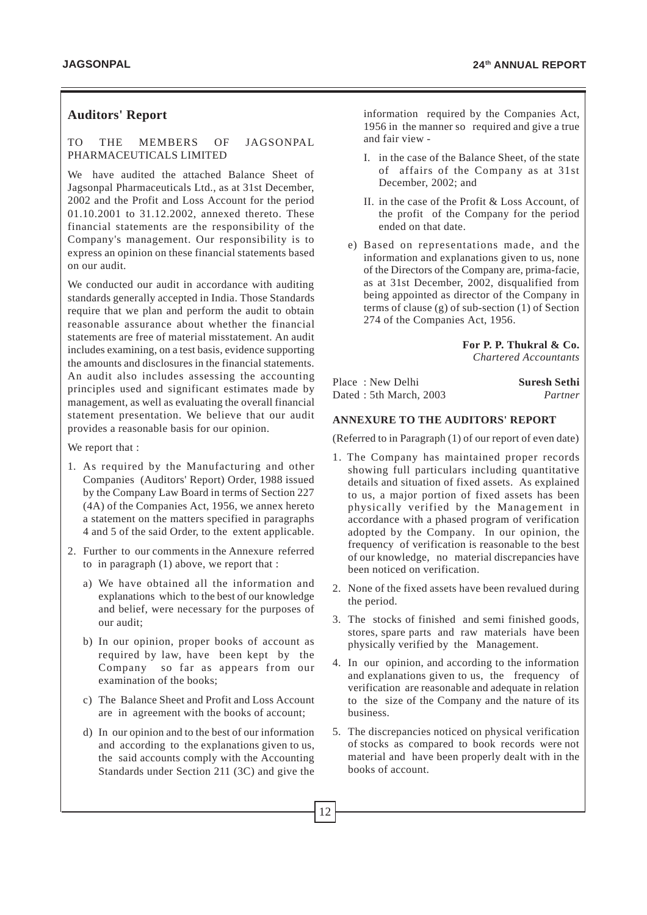## Auditors' Report

TO THE MEMBERS OF JAGSONPAL PHARMACEUTICALS LIMITED

We have audited the attached Balance Sheet of Jagsonpal Pharmaceuticals Ltd., as at 31st December, 2002 and the Profit and Loss Account for the period 01.10.2001 to 31.12.2002, annexed thereto. These financial statements are the responsibility of the Company's management. Our responsibility is to express an opinion on these financial statements based on our audit.

We conducted our audit in accordance with auditing standards generally accepted in India. Those Standards require that we plan and perform the audit to obtain reasonable assurance about whether the financial statements are free of material misstatement. An audit includes examining, on a test basis, evidence supporting the amounts and disclosures in the financial statements. An audit also includes assessing the accounting principles used and significant estimates made by management, as well as evaluating the overall financial statement presentation. We believe that our audit provides a reasonable basis for our opinion.

We report that :

1. As required by the Manufacturing and other Companies (Auditors' Report) Order, 1988 issued by the Company Law Board in terms of Section 227 (4A) of the Companies Act, 1956, we annex hereto a statement on the matters specified in paragraphs 4 and 5 of the said Order, to the extent applicable.
2. Further to our comments in the Annexure referred to in paragraph (1) above, we report that :
   a) We have obtained all the information and explanations which to the best of our knowledge and belief, were necessary for the purposes of our audit;
   b) In our opinion, proper books of account as required by law, have been kept by the Company so far as appears from our examination of the books;
   c) The Balance Sheet and Profit and Loss Account are in agreement with the books of account;
   d) In our opinion and to the best of our information and according to the explanations given to us, the said accounts comply with the Accounting Standards under Section 211 (3C) and give the information required by the Companies Act, 1956 in the manner so required and give a true and fair view -
      I. in the case of the Balance Sheet, of the state of affairs of the Company as at 31st December, 2002; and
      II. in the case of the Profit & Loss Account, of the profit of the Company for the period ended on that date.
   e) Based on representations made, and the information and explanations given to us, none of the Directors of the Company are, prima-facie, as at 31st December, 2002, disqualified from being appointed as director of the Company in terms of clause (g) of sub-section (1) of Section 274 of the Companies Act, 1956.

**For P. P. Thukral & Co.**
*Chartered Accountants*

Place : New Delhi
Dated : 5th March, 2003

**Suresh Sethi**
*Partner*

### ANNEXURE TO THE AUDITORS' REPORT

(Referred to in Paragraph (1) of our report of even date)

1. The Company has maintained proper records showing full particulars including quantitative details and situation of fixed assets. As explained to us, a major portion of fixed assets has been physically verified by the Management in accordance with a phased program of verification adopted by the Company. In our opinion, the frequency of verification is reasonable to the best of our knowledge, no material discrepancies have been noticed on verification.
2. None of the fixed assets have been revalued during the period.
3. The stocks of finished and semi finished goods, stores, spare parts and raw materials have been physically verified by the Management.
4. In our opinion, and according to the information and explanations given to us, the frequency of verification are reasonable and adequate in relation to the size of the Company and the nature of its business.
5. The discrepancies noticed on physical verification of stocks as compared to book records were not material and have been properly dealt with in the books of account.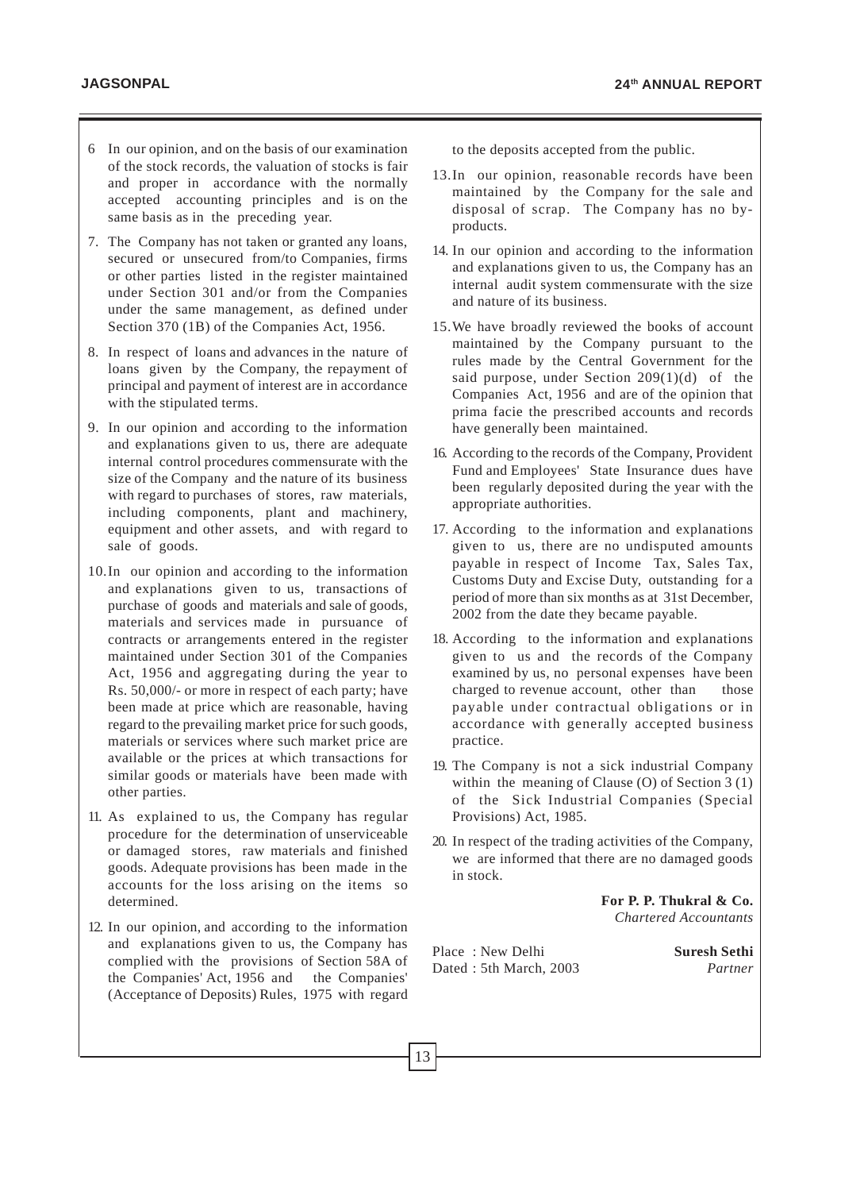6. In our opinion, and on the basis of our examination of the stock records, the valuation of stocks is fair and proper in accordance with the normally accepted accounting principles and is on the same basis as in the preceding year.

7. The Company has not taken or granted any loans, secured or unsecured from/to Companies, firms or other parties listed in the register maintained under Section 301 and/or from the Companies under the same management, as defined under Section 370 (1B) of the Companies Act, 1956.

8. In respect of loans and advances in the nature of loans given by the Company, the repayment of principal and payment of interest are in accordance with the stipulated terms.

9. In our opinion and according to the information and explanations given to us, there are adequate internal control procedures commensurate with the size of the Company and the nature of its business with regard to purchases of stores, raw materials, including components, plant and machinery, equipment and other assets, and with regard to sale of goods.

10. In our opinion and according to the information and explanations given to us, transactions of purchase of goods and materials and sale of goods, materials and services made in pursuance of contracts or arrangements entered in the register maintained under Section 301 of the Companies Act, 1956 and aggregating during the year to Rs. 50,000/- or more in respect of each party; have been made at price which are reasonable, having regard to the prevailing market price for such goods, materials or services where such market price are available or the prices at which transactions for similar goods or materials have been made with other parties.

11. As explained to us, the Company has regular procedure for the determination of unserviceable or damaged stores, raw materials and finished goods. Adequate provisions has been made in the accounts for the loss arising on the items so determined.

12. In our opinion, and according to the information and explanations given to us, the Company has complied with the provisions of Section 58A of the Companies' Act, 1956 and the Companies' (Acceptance of Deposits) Rules, 1975 with regard to the deposits accepted from the public.

13. In our opinion, reasonable records have been maintained by the Company for the sale and disposal of scrap. The Company has no by-products.

14. In our opinion and according to the information and explanations given to us, the Company has an internal audit system commensurate with the size and nature of its business.

15. We have broadly reviewed the books of account maintained by the Company pursuant to the rules made by the Central Government for the said purpose, under Section 209(1)(d) of the Companies Act, 1956 and are of the opinion that prima facie the prescribed accounts and records have generally been maintained.

16. According to the records of the Company, Provident Fund and Employees' State Insurance dues have been regularly deposited during the year with the appropriate authorities.

17. According to the information and explanations given to us, there are no undisputed amounts payable in respect of Income Tax, Sales Tax, Customs Duty and Excise Duty, outstanding for a period of more than six months as at 31st December, 2002 from the date they became payable.

18. According to the information and explanations given to us and the records of the Company examined by us, no personal expenses have been charged to revenue account, other than those payable under contractual obligations or in accordance with generally accepted business practice.

19. The Company is not a sick industrial Company within the meaning of Clause (O) of Section 3 (1) of the Sick Industrial Companies (Special Provisions) Act, 1985.

20. In respect of the trading activities of the Company, we are informed that there are no damaged goods in stock.

**For P. P. Thukral & Co.**
*Chartered Accountants*

Place : New Delhi
Dated : 5th March, 2003

**Suresh Sethi**
*Partner*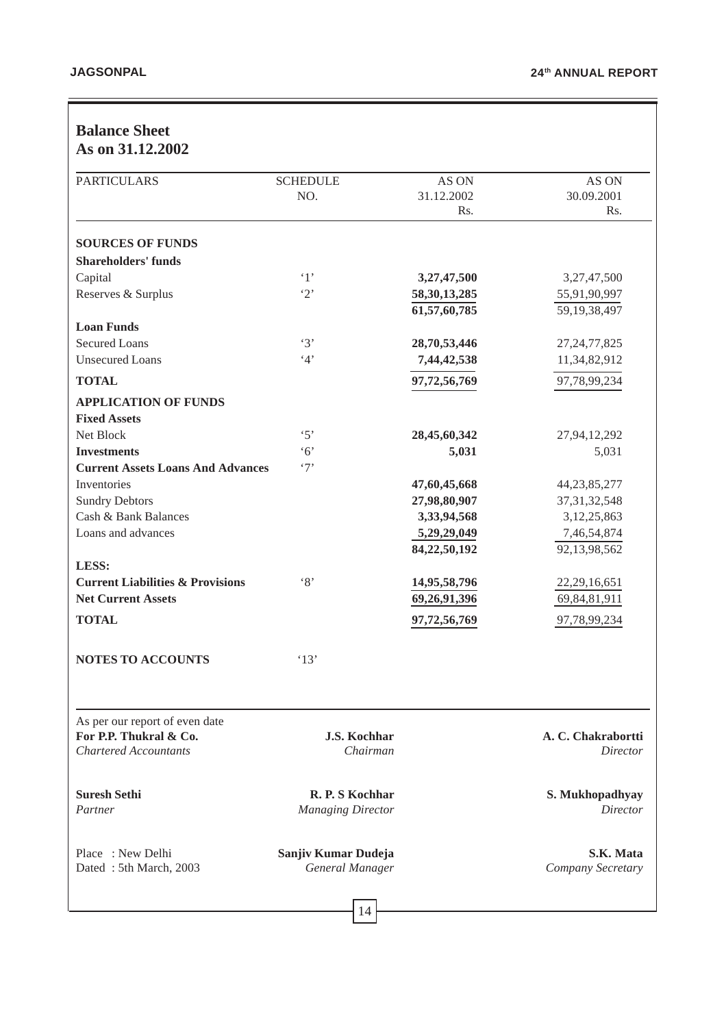## Balance Sheet
## As on 31.12.2002

| PARTICULARS | SCHEDULE NO. | AS ON 31.12.2002 Rs. | AS ON 30.09.2001 Rs. |
|---|---|---|---|
| **SOURCES OF FUNDS** | | | |
| **Shareholders' funds** | | | |
| Capital | '1' | **3,27,47,500** | 3,27,47,500 |
| Reserves & Surplus | '2' | **58,30,13,285** | 55,91,90,997 |
| | | **61,57,60,785** | 59,19,38,497 |
| **Loan Funds** | | | |
| Secured Loans | '3' | **28,70,53,446** | 27,24,77,825 |
| Unsecured Loans | '4' | **7,44,42,538** | 11,34,82,912 |
| **TOTAL** | | **97,72,56,769** | 97,78,99,234 |
| **APPLICATION OF FUNDS** | | | |
| **Fixed Assets** | | | |
| Net Block | '5' | **28,45,60,342** | 27,94,12,292 |
| **Investments** | '6' | **5,031** | 5,031 |
| **Current Assets Loans And Advances** | '7' | | |
| Inventories | | **47,60,45,668** | 44,23,85,277 |
| Sundry Debtors | | **27,98,80,907** | 37,31,32,548 |
| Cash & Bank Balances | | **3,33,94,568** | 3,12,25,863 |
| Loans and advances | | **5,29,29,049** | 7,46,54,874 |
| | | **84,22,50,192** | 92,13,98,562 |
| **LESS:** | | | |
| **Current Liabilities & Provisions** | '8' | **14,95,58,796** | 22,29,16,651 |
| **Net Current Assets** | | **69,26,91,396** | 69,84,81,911 |
| **TOTAL** | | **97,72,56,769** | 97,78,99,234 |
| **NOTES TO ACCOUNTS** | '13' | | |

As per our report of even date

| | | |
|---|---|---|
| **For P.P. Thukral & Co.**<br>*Chartered Accountants* | **J.S. Kochhar**<br>*Chairman* | **A. C. Chakrabortti**<br>*Director* |
| **Suresh Sethi**<br>*Partner* | **R. P. S Kochhar**<br>*Managing Director* | **S. Mukhopadhyay**<br>*Director* |
| Place : New Delhi<br>Dated : 5th March, 2003 | **Sanjiv Kumar Dudeja**<br>*General Manager* | **S.K. Mata**<br>*Company Secretary* |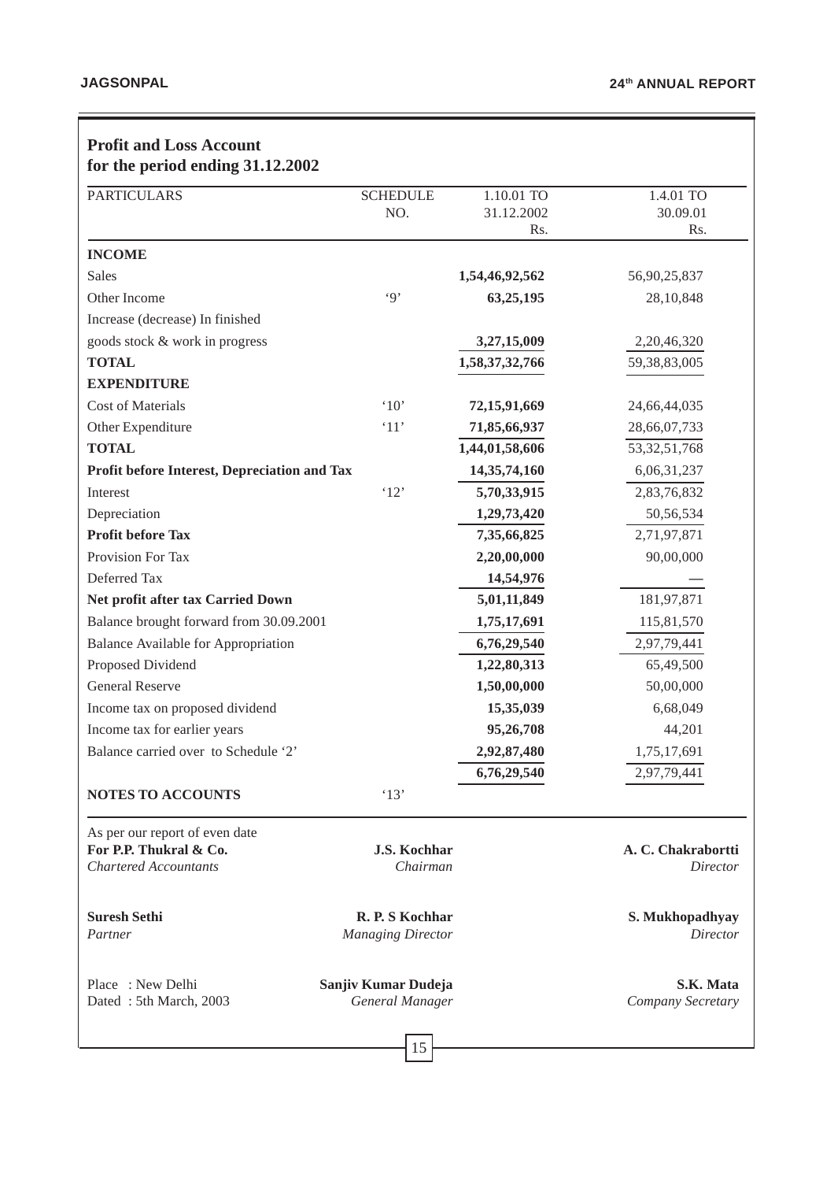## Profit and Loss Account
## for the period ending 31.12.2002

| PARTICULARS | SCHEDULE NO. | 1.10.01 TO 31.12.2002 Rs. | 1.4.01 TO 30.09.01 Rs. |
|---|---|---|---|
| **INCOME** | | | |
| Sales | | **1,54,46,92,562** | 56,90,25,837 |
| Other Income | '9' | **63,25,195** | 28,10,848 |
| Increase (decrease) In finished goods stock & work in progress | | **3,27,15,009** | 2,20,46,320 |
| **TOTAL** | | **1,58,37,32,766** | 59,38,83,005 |
| **EXPENDITURE** | | | |
| Cost of Materials | '10' | **72,15,91,669** | 24,66,44,035 |
| Other Expenditure | '11' | **71,85,66,937** | 28,66,07,733 |
| **TOTAL** | | **1,44,01,58,606** | 53,32,51,768 |
| **Profit before Interest, Depreciation and Tax** | | **14,35,74,160** | 6,06,31,237 |
| Interest | '12' | **5,70,33,915** | 2,83,76,832 |
| Depreciation | | **1,29,73,420** | 50,56,534 |
| **Profit before Tax** | | **7,35,66,825** | 2,71,97,871 |
| Provision For Tax | | **2,20,00,000** | 90,00,000 |
| Deferred Tax | | **14,54,976** | — |
| **Net profit after tax Carried Down** | | **5,01,11,849** | 181,97,871 |
| Balance brought forward from 30.09.2001 | | **1,75,17,691** | 115,81,570 |
| Balance Available for Appropriation | | **6,76,29,540** | 2,97,79,441 |
| Proposed Dividend | | **1,22,80,313** | 65,49,500 |
| General Reserve | | **1,50,00,000** | 50,00,000 |
| Income tax on proposed dividend | | **15,35,039** | 6,68,049 |
| Income tax for earlier years | | **95,26,708** | 44,201 |
| Balance carried over to Schedule '2' | | **2,92,87,480** | 1,75,17,691 |
| | | **6,76,29,540** | 2,97,79,441 |
| **NOTES TO ACCOUNTS** | '13' | | |

As per our report of even date
**For P.P. Thukral & Co.**
*Chartered Accountants*

**Suresh Sethi**
*Partner*

Place : New Delhi
Dated : 5th March, 2003

**J.S. Kochhar**
*Chairman*

**R. P. S Kochhar**
*Managing Director*

**Sanjiv Kumar Dudeja**
*General Manager*

**A. C. Chakrabortti**
*Director*

**S. Mukhopadhyay**
*Director*

**S.K. Mata**
*Company Secretary*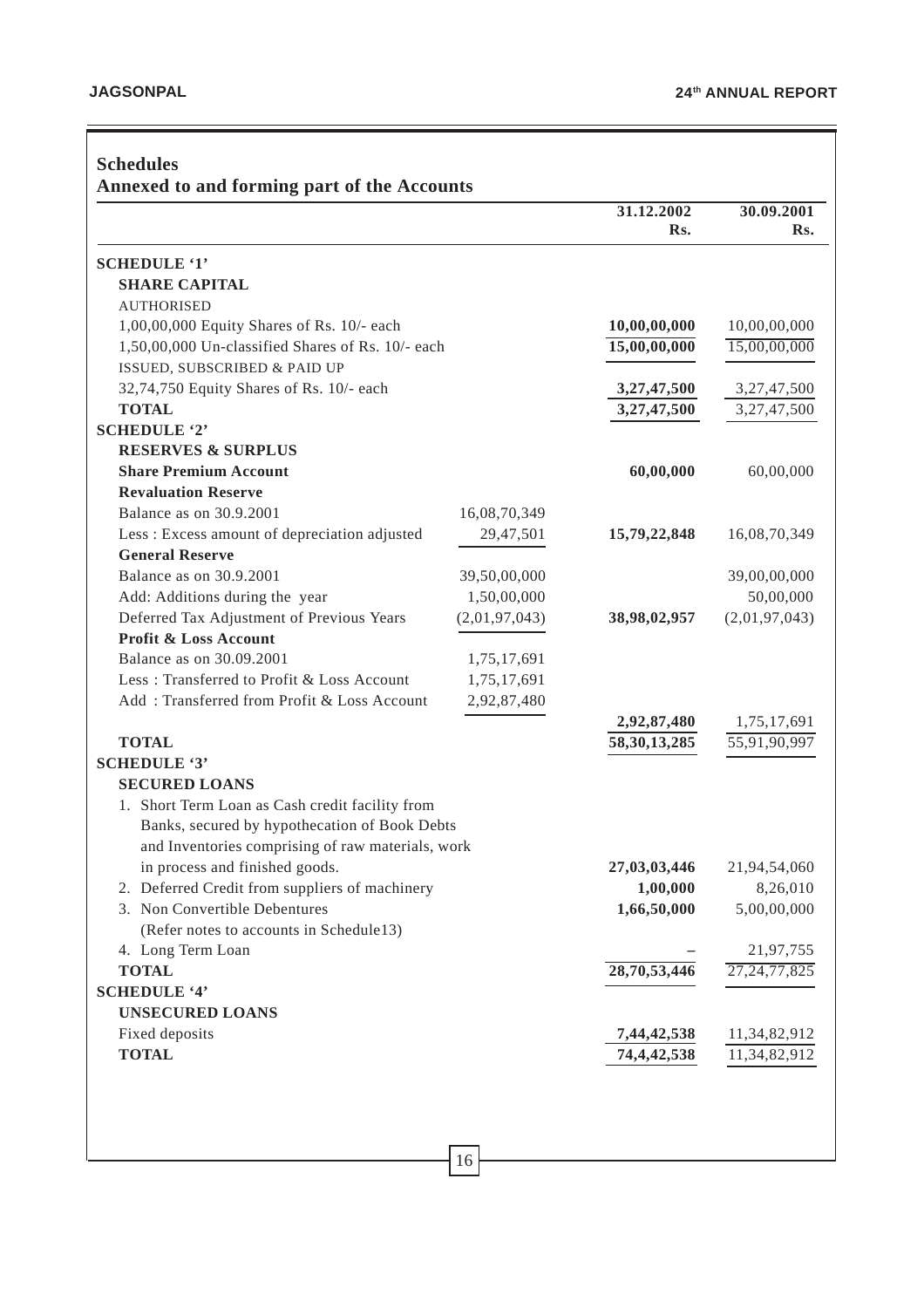## Schedules

### Annexed to and forming part of the Accounts

| | | 31.12.2002<br>Rs. | 30.09.2001<br>Rs. |
|---|---|---|---|
| **SCHEDULE '1'** | | | |
| **SHARE CAPITAL** | | | |
| AUTHORISED | | | |
| 1,00,00,000 Equity Shares of Rs. 10/- each | | **10,00,00,000** | 10,00,00,000 |
| 1,50,00,000 Un-classified Shares of Rs. 10/- each | | **15,00,00,000** | 15,00,00,000 |
| ISSUED, SUBSCRIBED & PAID UP | | | |
| 32,74,750 Equity Shares of Rs. 10/- each | | **3,27,47,500** | 3,27,47,500 |
| **TOTAL** | | **3,27,47,500** | 3,27,47,500 |
| **SCHEDULE '2'** | | | |
| **RESERVES & SURPLUS** | | | |
| **Share Premium Account** | | **60,00,000** | 60,00,000 |
| **Revaluation Reserve** | | | |
| Balance as on 30.9.2001 | 16,08,70,349 | | |
| Less : Excess amount of depreciation adjusted | 29,47,501 | **15,79,22,848** | 16,08,70,349 |
| **General Reserve** | | | |
| Balance as on 30.9.2001 | 39,50,00,000 | | 39,00,00,000 |
| Add: Additions during the year | 1,50,00,000 | | 50,00,000 |
| Deferred Tax Adjustment of Previous Years | (2,01,97,043) | **38,98,02,957** | (2,01,97,043) |
| **Profit & Loss Account** | | | |
| Balance as on 30.09.2001 | 1,75,17,691 | | |
| Less : Transferred to Profit & Loss Account | 1,75,17,691 | | |
| Add : Transferred from Profit & Loss Account | 2,92,87,480 | | |
| | | **2,92,87,480** | 1,75,17,691 |
| **TOTAL** | | **58,30,13,285** | 55,91,90,997 |
| **SCHEDULE '3'** | | | |
| **SECURED LOANS** | | | |
| 1. Short Term Loan as Cash credit facility from Banks, secured by hypothecation of Book Debts and Inventories comprising of raw materials, work in process and finished goods. | | **27,03,03,446** | 21,94,54,060 |
| 2. Deferred Credit from suppliers of machinery | | **1,00,000** | 8,26,010 |
| 3. Non Convertible Debentures (Refer notes to accounts in Schedule13) | | **1,66,50,000** | 5,00,00,000 |
| 4. Long Term Loan | | – | 21,97,755 |
| **TOTAL** | | **28,70,53,446** | 27,24,77,825 |
| **SCHEDULE '4'** | | | |
| **UNSECURED LOANS** | | | |
| Fixed deposits | | **7,44,42,538** | 11,34,82,912 |
| **TOTAL** | | **74,4,42,538** | 11,34,82,912 |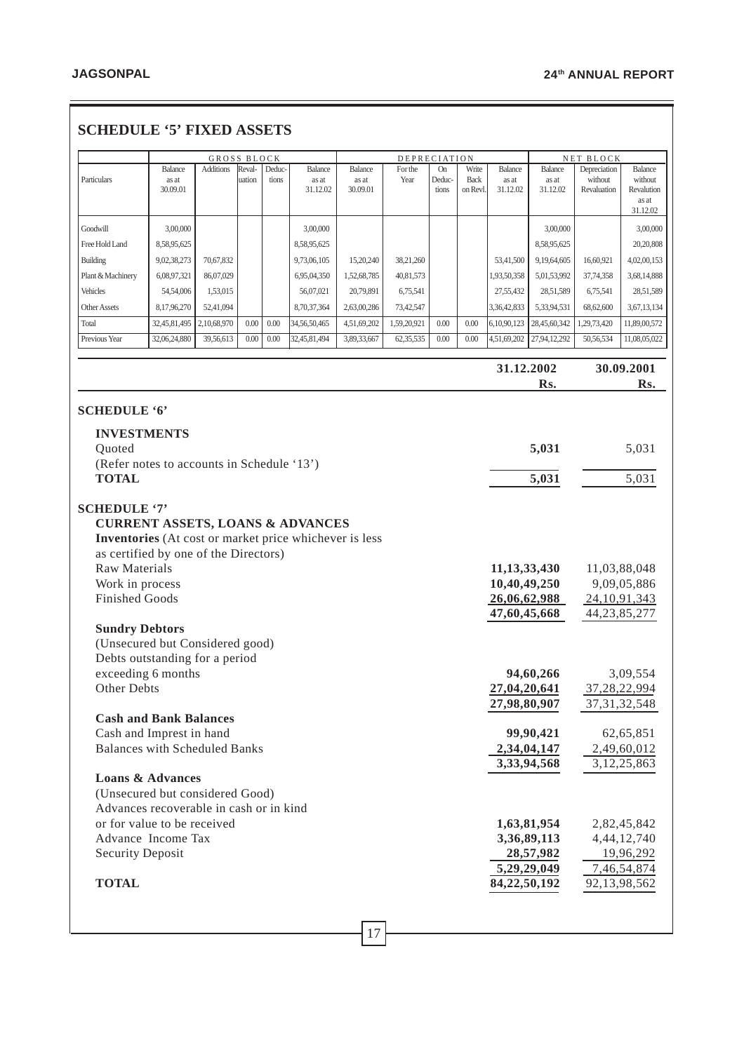## SCHEDULE '5' FIXED ASSETS

| Particulars | GROSS BLOCK | | | | | DEPRECIATION | | | | | NET BLOCK | | |
|---|---|---|---|---|---|---|---|---|---|---|---|---|---|
| | Balance as at 30.09.01 | Additions | Reval-uation | Deduc-tions | Balance as at 31.12.02 | Balance as at 30.09.01 | For the Year | On Deduc-tions | Write Back on Revl. | Balance as at 31.12.02 | Balance as at 31.12.02 | Depreciation without Revaluation | Balance without Revalution as at 31.12.02 |
| Goodwill | 3,00,000 | | | | 3,00,000 | | | | | | 3,00,000 | | 3,00,000 |
| Free Hold Land | 8,58,95,625 | | | | 8,58,95,625 | | | | | | 8,58,95,625 | | 20,20,808 |
| Building | 9,02,38,273 | 70,67,832 | | | 9,73,06,105 | 15,20,240 | 38,21,260 | | | 53,41,500 | 9,19,64,605 | 16,60,921 | 4,02,00,153 |
| Plant & Machinery | 6,08,97,321 | 86,07,029 | | | 6,95,04,350 | 1,52,68,785 | 40,81,573 | | | 1,93,50,358 | 5,01,53,992 | 37,74,358 | 3,68,14,888 |
| Vehicles | 54,54,006 | 1,53,015 | | | 56,07,021 | 20,79,891 | 6,75,541 | | | 27,55,432 | 28,51,589 | 6,75,541 | 28,51,589 |
| Other Assets | 8,17,96,270 | 52,41,094 | | | 8,70,37,364 | 2,63,00,286 | 73,42,547 | | | 3,36,42,833 | 5,33,94,531 | 68,62,600 | 3,67,13,134 |
| Total | 32,45,81,495 | 2,10,68,970 | 0.00 | 0.00 | 34,56,50,465 | 4,51,69,202 | 1,59,20,921 | 0.00 | 0.00 | 6,10,90,123 | 28,45,60,342 | 1,29,73,420 | 11,89,00,572 |
| Previous Year | 32,06,24,880 | 39,56,613 | 0.00 | 0.00 | 32,45,81,494 | 3,89,33,667 | 62,35,535 | 0.00 | 0.00 | 4,51,69,202 | 27,94,12,292 | 50,56,534 | 11,08,05,022 |

| | 31.12.2002 Rs. | 30.09.2001 Rs. |
|---|---|---|
| **SCHEDULE '6'** | | |
| **INVESTMENTS** | | |
| Quoted | **5,031** | 5,031 |
| (Refer notes to accounts in Schedule '13') | | |
| **TOTAL** | **5,031** | 5,031 |
| **SCHEDULE '7'** | | |
| **CURRENT ASSETS, LOANS & ADVANCES** | | |
| **Inventories** (At cost or market price whichever is less as certified by one of the Directors) | | |
| Raw Materials | **11,13,33,430** | 11,03,88,048 |
| Work in process | **10,40,49,250** | 9,09,05,886 |
| Finished Goods | **26,06,62,988** | 24,10,91,343 |
| | **47,60,45,668** | 44,23,85,277 |
| **Sundry Debtors** | | |
| (Unsecured but Considered good) | | |
| Debts outstanding for a period exceeding 6 months | **94,60,266** | 3,09,554 |
| Other Debts | **27,04,20,641** | 37,28,22,994 |
| | **27,98,80,907** | 37,31,32,548 |
| **Cash and Bank Balances** | | |
| Cash and Imprest in hand | **99,90,421** | 62,65,851 |
| Balances with Scheduled Banks | **2,34,04,147** | 2,49,60,012 |
| | **3,33,94,568** | 3,12,25,863 |
| **Loans & Advances** | | |
| (Unsecured but considered Good) | | |
| Advances recoverable in cash or in kind or for value to be received | **1,63,81,954** | 2,82,45,842 |
| Advance Income Tax | **3,36,89,113** | 4,44,12,740 |
| Security Deposit | **28,57,982** | 19,96,292 |
| | **5,29,29,049** | 7,46,54,874 |
| **TOTAL** | **84,22,50,192** | 92,13,98,562 |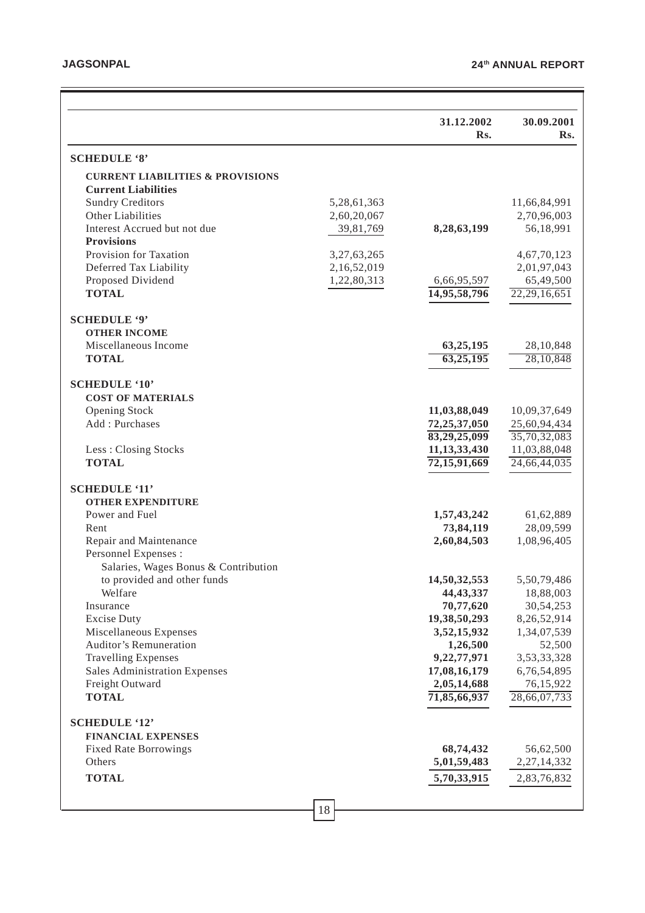| | | 31.12.2002 Rs. | 30.09.2001 Rs. |
|---|---|---|---|
| **SCHEDULE '8'** | | | |
| **CURRENT LIABILITIES & PROVISIONS** | | | |
| **Current Liabilities** | | | |
| Sundry Creditors | 5,28,61,363 | | 11,66,84,991 |
| Other Liabilities | 2,60,20,067 | | 2,70,96,003 |
| Interest Accrued but not due | 39,81,769 | **8,28,63,199** | 56,18,991 |
| **Provisions** | | | |
| Provision for Taxation | 3,27,63,265 | | 4,67,70,123 |
| Deferred Tax Liability | 2,16,52,019 | | 2,01,97,043 |
| Proposed Dividend | 1,22,80,313 | 6,66,95,597 | 65,49,500 |
| **TOTAL** | | **14,95,58,796** | 22,29,16,651 |
| **SCHEDULE '9'** | | | |
| **OTHER INCOME** | | | |
| Miscellaneous Income | | **63,25,195** | 28,10,848 |
| **TOTAL** | | **63,25,195** | 28,10,848 |
| **SCHEDULE '10'** | | | |
| **COST OF MATERIALS** | | | |
| Opening Stock | | **11,03,88,049** | 10,09,37,649 |
| Add : Purchases | | **72,25,37,050** | 25,60,94,434 |
| | | **83,29,25,099** | 35,70,32,083 |
| Less : Closing Stocks | | **11,13,33,430** | 11,03,88,048 |
| **TOTAL** | | **72,15,91,669** | 24,66,44,035 |
| **SCHEDULE '11'** | | | |
| **OTHER EXPENDITURE** | | | |
| Power and Fuel | | **1,57,43,242** | 61,62,889 |
| Rent | | **73,84,119** | 28,09,599 |
| Repair and Maintenance | | **2,60,84,503** | 1,08,96,405 |
| Personnel Expenses : | | | |
| Salaries, Wages Bonus & Contribution to provided and other funds | | **14,50,32,553** | 5,50,79,486 |
| Welfare | | **44,43,337** | 18,88,003 |
| Insurance | | **70,77,620** | 30,54,253 |
| Excise Duty | | **19,38,50,293** | 8,26,52,914 |
| Miscellaneous Expenses | | **3,52,15,932** | 1,34,07,539 |
| Auditor's Remuneration | | **1,26,500** | 52,500 |
| Travelling Expenses | | **9,22,77,971** | 3,53,33,328 |
| Sales Administration Expenses | | **17,08,16,179** | 6,76,54,895 |
| Freight Outward | | **2,05,14,688** | 76,15,922 |
| **TOTAL** | | **71,85,66,937** | 28,66,07,733 |
| **SCHEDULE '12'** | | | |
| **FINANCIAL EXPENSES** | | | |
| Fixed Rate Borrowings | | **68,74,432** | 56,62,500 |
| Others | | **5,01,59,483** | 2,27,14,332 |
| **TOTAL** | | **5,70,33,915** | 2,83,76,832 |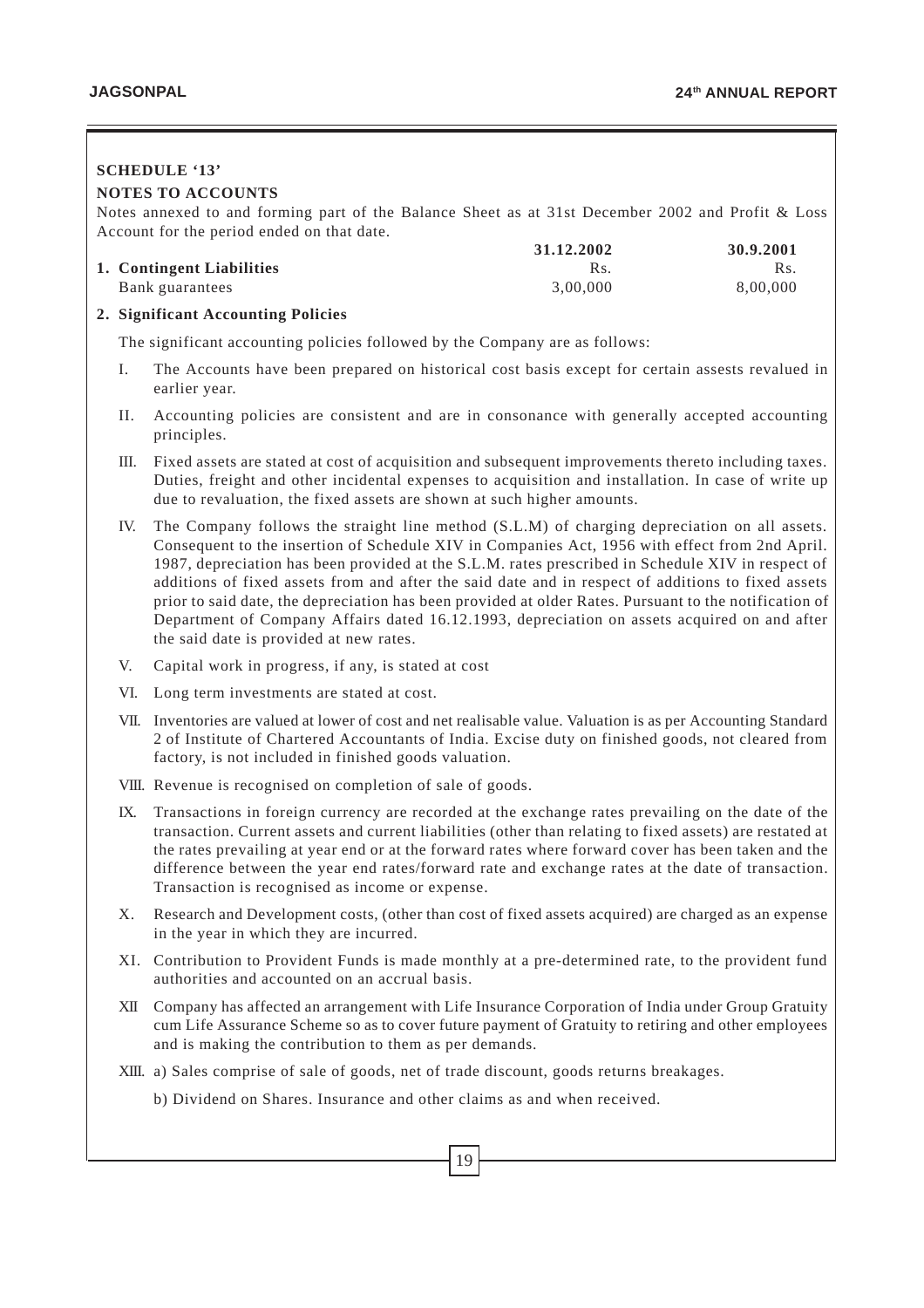## SCHEDULE '13'

### NOTES TO ACCOUNTS

Notes annexed to and forming part of the Balance Sheet as at 31st December 2002 and Profit & Loss Account for the period ended on that date.

| | 31.12.2002 | 30.9.2001 |
|---|---|---|
| **1. Contingent Liabilities** | Rs. | Rs. |
| Bank guarantees | 3,00,000 | 8,00,000 |

**2. Significant Accounting Policies**

The significant accounting policies followed by the Company are as follows:

I. The Accounts have been prepared on historical cost basis except for certain assests revalued in earlier year.

II. Accounting policies are consistent and are in consonance with generally accepted accounting principles.

III. Fixed assets are stated at cost of acquisition and subsequent improvements thereto including taxes. Duties, freight and other incidental expenses to acquisition and installation. In case of write up due to revaluation, the fixed assets are shown at such higher amounts.

IV. The Company follows the straight line method (S.L.M) of charging depreciation on all assets. Consequent to the insertion of Schedule XIV in Companies Act, 1956 with effect from 2nd April. 1987, depreciation has been provided at the S.L.M. rates prescribed in Schedule XIV in respect of additions of fixed assets from and after the said date and in respect of additions to fixed assets prior to said date, the depreciation has been provided at older Rates. Pursuant to the notification of Department of Company Affairs dated 16.12.1993, depreciation on assets acquired on and after the said date is provided at new rates.

V. Capital work in progress, if any, is stated at cost

VI. Long term investments are stated at cost.

VII. Inventories are valued at lower of cost and net realisable value. Valuation is as per Accounting Standard 2 of Institute of Chartered Accountants of India. Excise duty on finished goods, not cleared from factory, is not included in finished goods valuation.

VIII. Revenue is recognised on completion of sale of goods.

IX. Transactions in foreign currency are recorded at the exchange rates prevailing on the date of the transaction. Current assets and current liabilities (other than relating to fixed assets) are restated at the rates prevailing at year end or at the forward rates where forward cover has been taken and the difference between the year end rates/forward rate and exchange rates at the date of transaction. Transaction is recognised as income or expense.

X. Research and Development costs, (other than cost of fixed assets acquired) are charged as an expense in the year in which they are incurred.

XI. Contribution to Provident Funds is made monthly at a pre-determined rate, to the provident fund authorities and accounted on an accrual basis.

XII Company has affected an arrangement with Life Insurance Corporation of India under Group Gratuity cum Life Assurance Scheme so as to cover future payment of Gratuity to retiring and other employees and is making the contribution to them as per demands.

XIII. a) Sales comprise of sale of goods, net of trade discount, goods returns breakages.

b) Dividend on Shares. Insurance and other claims as and when received.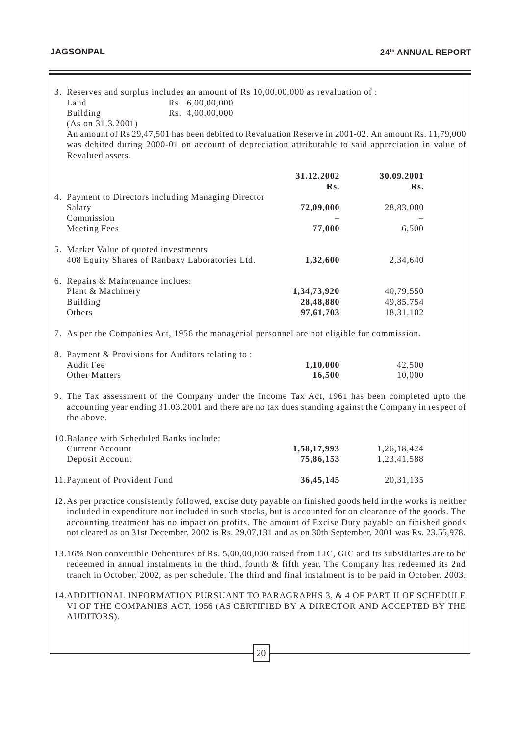3. Reserves and surplus includes an amount of Rs 10,00,00,000 as revaluation of :

   | | |
   |---|---|
   | Land | Rs. 6,00,00,000 |
   | Building | Rs. 4,00,00,000 |

   (As on 31.3.2001)

   An amount of Rs 29,47,501 has been debited to Revaluation Reserve in 2001-02. An amount Rs. 11,79,000 was debited during 2000-01 on account of depreciation attributable to said appreciation in value of Revalued assets.

| | 31.12.2002 Rs. | 30.09.2001 Rs. |
|---|---|---|
| 4. Payment to Directors including Managing Director | | |
| Salary | **72,09,000** | 28,83,000 |
| Commission | – | – |
| Meeting Fees | **77,000** | 6,500 |
| 5. Market Value of quoted investments | | |
| 408 Equity Shares of Ranbaxy Laboratories Ltd. | **1,32,600** | 2,34,640 |
| 6. Repairs & Maintenance inclues: | | |
| Plant & Machinery | **1,34,73,920** | 40,79,550 |
| Building | **28,48,880** | 49,85,754 |
| Others | **97,61,703** | 18,31,102 |

7. As per the Companies Act, 1956 the managerial personnel are not eligible for commission.

| | | |
|---|---|---|
| 8. Payment & Provisions for Auditors relating to : | | |
| Audit Fee | **1,10,000** | 42,500 |
| Other Matters | **16,500** | 10,000 |

9. The Tax assessment of the Company under the Income Tax Act, 1961 has been completed upto the accounting year ending 31.03.2001 and there are no tax dues standing against the Company in respect of the above.

| | | |
|---|---|---|
| 10. Balance with Scheduled Banks include: | | |
| Current Account | **1,58,17,993** | 1,26,18,424 |
| Deposit Account | **75,86,153** | 1,23,41,588 |
| 11. Payment of Provident Fund | **36,45,145** | 20,31,135 |

12. As per practice consistently followed, excise duty payable on finished goods held in the works is neither included in expenditure nor included in such stocks, but is accounted for on clearance of the goods. The accounting treatment has no impact on profits. The amount of Excise Duty payable on finished goods not cleared as on 31st December, 2002 is Rs. 29,07,131 and as on 30th September, 2001 was Rs. 23,55,978.

13. 16% Non convertible Debentures of Rs. 5,00,00,000 raised from LIC, GIC and its subsidiaries are to be redeemed in annual instalments in the third, fourth & fifth year. The Company has redeemed its 2nd tranch in October, 2002, as per schedule. The third and final instalment is to be paid in October, 2003.

14. ADDITIONAL INFORMATION PURSUANT TO PARAGRAPHS 3, & 4 OF PART II OF SCHEDULE VI OF THE COMPANIES ACT, 1956 (AS CERTIFIED BY A DIRECTOR AND ACCEPTED BY THE AUDITORS).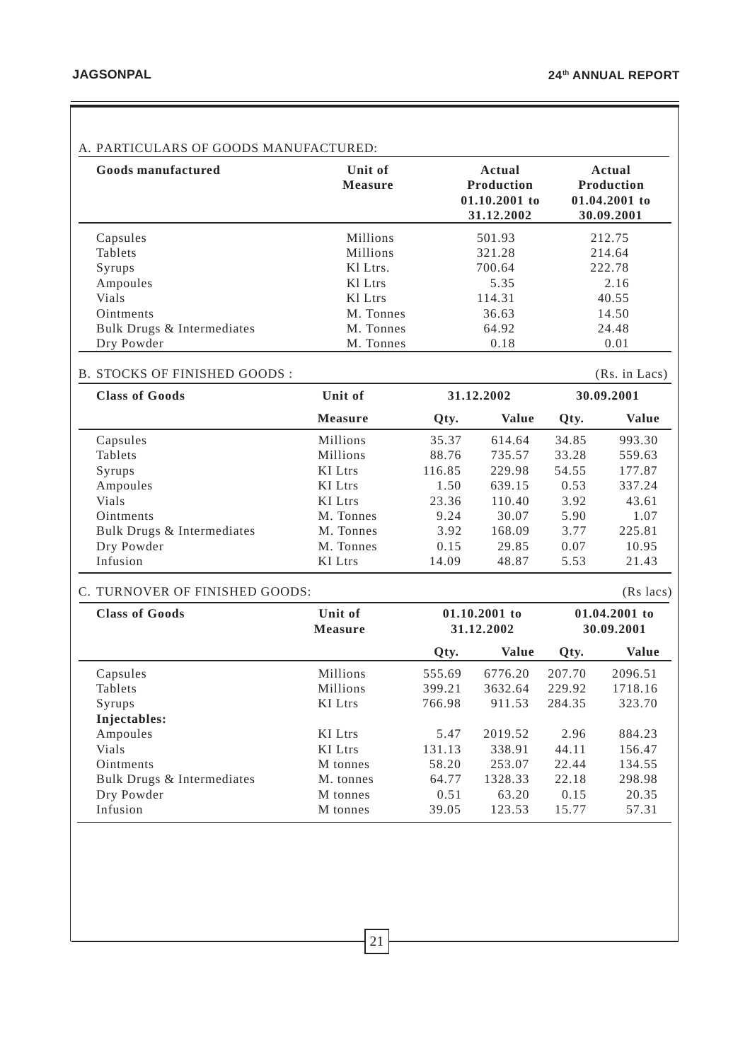## A. PARTICULARS OF GOODS MANUFACTURED:

| Goods manufactured | Unit of Measure | Actual Production 01.10.2001 to 31.12.2002 | Actual Production 01.04.2001 to 30.09.2001 |
|---|---|---|---|
| Capsules | Millions | 501.93 | 212.75 |
| Tablets | Millions | 321.28 | 214.64 |
| Syrups | Kl Ltrs. | 700.64 | 222.78 |
| Ampoules | Kl Ltrs | 5.35 | 2.16 |
| Vials | Kl Ltrs | 114.31 | 40.55 |
| Ointments | M. Tonnes | 36.63 | 14.50 |
| Bulk Drugs & Intermediates | M. Tonnes | 64.92 | 24.48 |
| Dry Powder | M. Tonnes | 0.18 | 0.01 |

## B. STOCKS OF FINISHED GOODS :

(Rs. in Lacs)

| Class of Goods | Unit of | 31.12.2002 | | 30.09.2001 | |
|---|---|---|---|---|---|
| | Measure | Qty. | Value | Qty. | Value |
| Capsules | Millions | 35.37 | 614.64 | 34.85 | 993.30 |
| Tablets | Millions | 88.76 | 735.57 | 33.28 | 559.63 |
| Syrups | KI Ltrs | 116.85 | 229.98 | 54.55 | 177.87 |
| Ampoules | KI Ltrs | 1.50 | 639.15 | 0.53 | 337.24 |
| Vials | KI Ltrs | 23.36 | 110.40 | 3.92 | 43.61 |
| Ointments | M. Tonnes | 9.24 | 30.07 | 5.90 | 1.07 |
| Bulk Drugs & Intermediates | M. Tonnes | 3.92 | 168.09 | 3.77 | 225.81 |
| Dry Powder | M. Tonnes | 0.15 | 29.85 | 0.07 | 10.95 |
| Infusion | KI Ltrs | 14.09 | 48.87 | 5.53 | 21.43 |

## C. TURNOVER OF FINISHED GOODS:

(Rs lacs)

| Class of Goods | Unit of Measure | 01.10.2001 to 31.12.2002 | | 01.04.2001 to 30.09.2001 | |
|---|---|---|---|---|---|
| | | Qty. | Value | Qty. | Value |
| Capsules | Millions | 555.69 | 6776.20 | 207.70 | 2096.51 |
| Tablets | Millions | 399.21 | 3632.64 | 229.92 | 1718.16 |
| Syrups | KI Ltrs | 766.98 | 911.53 | 284.35 | 323.70 |
| **Injectables:** | | | | | |
| Ampoules | KI Ltrs | 5.47 | 2019.52 | 2.96 | 884.23 |
| Vials | KI Ltrs | 131.13 | 338.91 | 44.11 | 156.47 |
| Ointments | M tonnes | 58.20 | 253.07 | 22.44 | 134.55 |
| Bulk Drugs & Intermediates | M. tonnes | 64.77 | 1328.33 | 22.18 | 298.98 |
| Dry Powder | M tonnes | 0.51 | 63.20 | 0.15 | 20.35 |
| Infusion | M tonnes | 39.05 | 123.53 | 15.77 | 57.31 |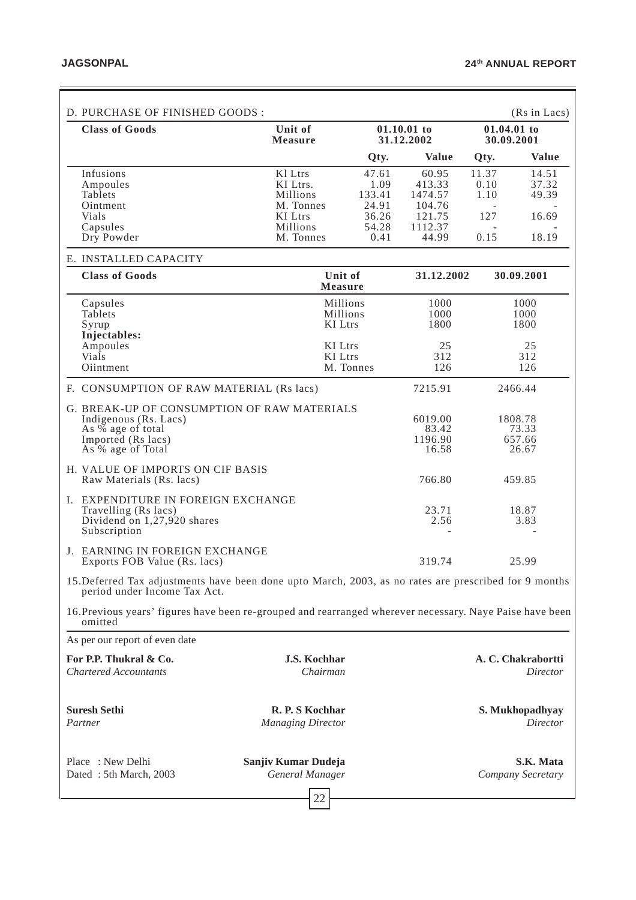D. PURCHASE OF FINISHED GOODS : (Rs in Lacs)

| Class of Goods | Unit of Measure | 01.10.01 to 31.12.2002 | | 01.04.01 to 30.09.2001 | |
|---|---|---|---|---|---|
| | | Qty. | Value | Qty. | Value |
| Infusions | Kl Ltrs | 47.61 | 60.95 | 11.37 | 14.51 |
| Ampoules | KI Ltrs. | 1.09 | 413.33 | 0.10 | 37.32 |
| Tablets | Millions | 133.41 | 1474.57 | 1.10 | 49.39 |
| Ointment | M. Tonnes | 24.91 | 104.76 | - | - |
| Vials | KI Ltrs | 36.26 | 121.75 | 127 | 16.69 |
| Capsules | Millions | 54.28 | 1112.37 | - | - |
| Dry Powder | M. Tonnes | 0.41 | 44.99 | 0.15 | 18.19 |

E. INSTALLED CAPACITY

| Class of Goods | Unit of Measure | 31.12.2002 | 30.09.2001 |
|---|---|---|---|
| Capsules | Millions | 1000 | 1000 |
| Tablets | Millions | 1000 | 1000 |
| Syrup | KI Ltrs | 1800 | 1800 |
| **Injectables:** | | | |
| Ampoules | KI Ltrs | 25 | 25 |
| Vials | KI Ltrs | 312 | 312 |
| Oiintment | M. Tonnes | 126 | 126 |

| | 31.12.2002 | 30.09.2001 |
|---|---|---|
| F. CONSUMPTION OF RAW MATERIAL (Rs lacs) | 7215.91 | 2466.44 |
| G. BREAK-UP OF CONSUMPTION OF RAW MATERIALS | | |
| Indigenous (Rs. Lacs) | 6019.00 | 1808.78 |
| As % age of total | 83.42 | 73.33 |
| Imported (Rs lacs) | 1196.90 | 657.66 |
| As % age of Total | 16.58 | 26.67 |
| H. VALUE OF IMPORTS ON CIF BASIS | | |
| Raw Materials (Rs. lacs) | 766.80 | 459.85 |
| I. EXPENDITURE IN FOREIGN EXCHANGE | | |
| Travelling (Rs lacs) | 23.71 | 18.87 |
| Dividend on 1,27,920 shares | 2.56 | 3.83 |
| Subscription | - | - |
| J. EARNING IN FOREIGN EXCHANGE | | |
| Exports FOB Value (Rs. lacs) | 319.74 | 25.99 |

15. Deferred Tax adjustments have been done upto March, 2003, as no rates are prescribed for 9 months period under Income Tax Act.

16. Previous years' figures have been re-grouped and rearranged wherever necessary. Naye Paise have been omitted

As per our report of even date

| | | |
|---|---|---|
| **For P.P. Thukral & Co.**<br>*Chartered Accountants* | **J.S. Kochhar**<br>*Chairman* | **A. C. Chakrabortti**<br>*Director* |
| **Suresh Sethi**<br>*Partner* | **R. P. S Kochhar**<br>*Managing Director* | **S. Mukhopadhyay**<br>*Director* |
| Place : New Delhi<br>Dated : 5th March, 2003 | **Sanjiv Kumar Dudeja**<br>*General Manager* | **S.K. Mata**<br>*Company Secretary* |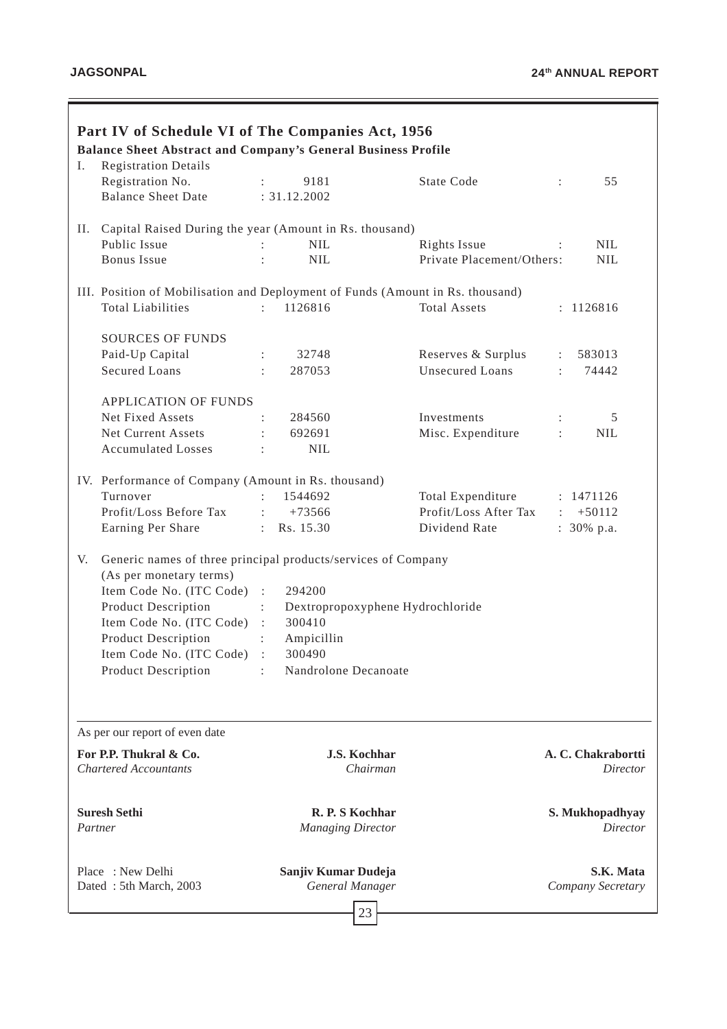## Part IV of Schedule VI of The Companies Act, 1956

### Balance Sheet Abstract and Company's General Business Profile

I. Registration Details

| | | | |
|---|---|---|---|
| Registration No. | : 9181 | State Code | : 55 |
| Balance Sheet Date | : 31.12.2002 | | |

II. Capital Raised During the year (Amount in Rs. thousand)

| | | | |
|---|---|---|---|
| Public Issue | : NIL | Rights Issue | : NIL |
| Bonus Issue | : NIL | Private Placement/Others: | NIL |

III. Position of Mobilisation and Deployment of Funds (Amount in Rs. thousand)

| | | | |
|---|---|---|---|
| Total Liabilities | : 1126816 | Total Assets | : 1126816 |

SOURCES OF FUNDS

| | | | |
|---|---|---|---|
| Paid-Up Capital | : 32748 | Reserves & Surplus | : 583013 |
| Secured Loans | : 287053 | Unsecured Loans | : 74442 |

APPLICATION OF FUNDS

| | | | |
|---|---|---|---|
| Net Fixed Assets | : 284560 | Investments | : 5 |
| Net Current Assets | : 692691 | Misc. Expenditure | : NIL |
| Accumulated Losses | : NIL | | |

IV. Performance of Company (Amount in Rs. thousand)

| | | | |
|---|---|---|---|
| Turnover | : 1544692 | Total Expenditure | : 1471126 |
| Profit/Loss Before Tax | : +73566 | Profit/Loss After Tax | : +50112 |
| Earning Per Share | : Rs. 15.30 | Dividend Rate | : 30% p.a. |

V. Generic names of three principal products/services of Company (As per monetary terms)

| | |
|---|---|
| Item Code No. (ITC Code) | : 294200 |
| Product Description | : Dextropropoxyphene Hydrochloride |
| Item Code No. (ITC Code) | : 300410 |
| Product Description | : Ampicillin |
| Item Code No. (ITC Code) | : 300490 |
| Product Description | : Nandrolone Decanoate |

As per our report of even date

**For P.P. Thukral & Co.**
*Chartered Accountants*

**Suresh Sethi**
*Partner*

Place : New Delhi
Dated : 5th March, 2003

**J.S. Kochhar**
*Chairman*

**R. P. S Kochhar**
*Managing Director*

**Sanjiv Kumar Dudeja**
*General Manager*

**A. C. Chakrabortti**
*Director*

**S. Mukhopadhyay**
*Director*

**S.K. Mata**
*Company Secretary*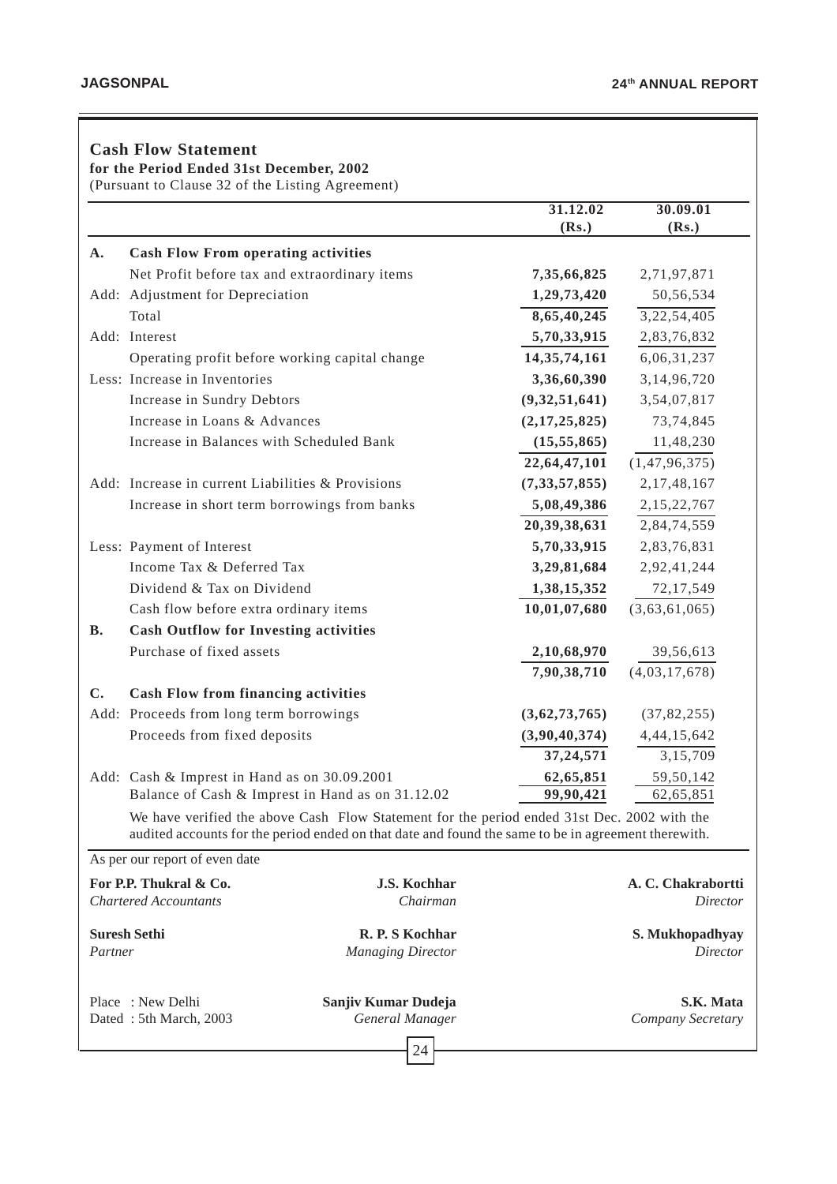## Cash Flow Statement

**for the Period Ended 31st December, 2002**

(Pursuant to Clause 32 of the Listing Agreement)

| | | 31.12.02 (Rs.) | 30.09.01 (Rs.) |
|---|---|---|---|
| **A.** | **Cash Flow From operating activities** | | |
| | Net Profit before tax and extraordinary items | **7,35,66,825** | 2,71,97,871 |
| Add: | Adjustment for Depreciation | **1,29,73,420** | 50,56,534 |
| | Total | **8,65,40,245** | 3,22,54,405 |
| Add: | Interest | **5,70,33,915** | 2,83,76,832 |
| | Operating profit before working capital change | **14,35,74,161** | 6,06,31,237 |
| Less: | Increase in Inventories | **3,36,60,390** | 3,14,96,720 |
| | Increase in Sundry Debtors | **(9,32,51,641)** | 3,54,07,817 |
| | Increase in Loans & Advances | **(2,17,25,825)** | 73,74,845 |
| | Increase in Balances with Scheduled Bank | **(15,55,865)** | 11,48,230 |
| | | **22,64,47,101** | (1,47,96,375) |
| Add: | Increase in current Liabilities & Provisions | **(7,33,57,855)** | 2,17,48,167 |
| | Increase in short term borrowings from banks | **5,08,49,386** | 2,15,22,767 |
| | | **20,39,38,631** | 2,84,74,559 |
| Less: | Payment of Interest | **5,70,33,915** | 2,83,76,831 |
| | Income Tax & Deferred Tax | **3,29,81,684** | 2,92,41,244 |
| | Dividend & Tax on Dividend | **1,38,15,352** | 72,17,549 |
| | Cash flow before extra ordinary items | **10,01,07,680** | (3,63,61,065) |
| **B.** | **Cash Outflow for Investing activities** | | |
| | Purchase of fixed assets | **2,10,68,970** | 39,56,613 |
| | | **7,90,38,710** | (4,03,17,678) |
| **C.** | **Cash Flow from financing activities** | | |
| Add: | Proceeds from long term borrowings | **(3,62,73,765)** | (37,82,255) |
| | Proceeds from fixed deposits | **(3,90,40,374)** | 4,44,15,642 |
| | | **37,24,571** | 3,15,709 |
| Add: | Cash & Imprest in Hand as on 30.09.2001 | **62,65,851** | 59,50,142 |
| | Balance of Cash & Imprest in Hand as on 31.12.02 | **99,90,421** | 62,65,851 |

We have verified the above Cash Flow Statement for the period ended 31st Dec. 2002 with the audited accounts for the period ended on that date and found the same to be in agreement therewith.

As per our report of even date

**For P.P. Thukral & Co.**
*Chartered Accountants*

**Suresh Sethi**
*Partner*

Place : New Delhi
Dated : 5th March, 2003

**J.S. Kochhar**
*Chairman*

**R. P. S Kochhar**
*Managing Director*

**Sanjiv Kumar Dudeja**
*General Manager*

**A. C. Chakrabortti**
*Director*

**S. Mukhopadhyay**
*Director*

**S.K. Mata**
*Company Secretary*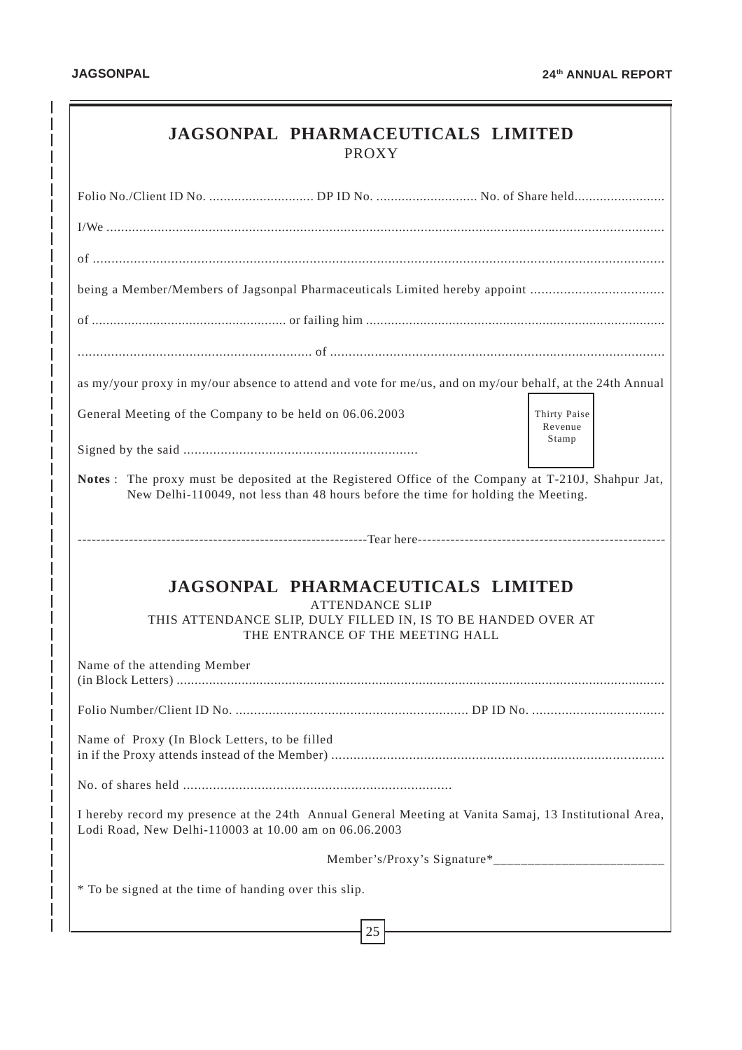# JAGSONPAL PHARMACEUTICALS LIMITED

PROXY

Folio No./Client ID No. ............................ DP ID No. ........................... No. of Share held........................

I/We .....................................................................................................................................................

of .........................................................................................................................................................

being a Member/Members of Jagsonpal Pharmaceuticals Limited hereby appoint ...................................

of ..................................................... or failing him .................................................................................

.............................................................. of .........................................................................................

as my/your proxy in my/our absence to attend and vote for me/us, and on my/our behalf, at the 24th Annual

General Meeting of the Company to be held on 06.06.2003

Thirty Paise Revenue Stamp

Signed by the said ..............................................................

**Notes** : The proxy must be deposited at the Registered Office of the Company at T-210J, Shahpur Jat, New Delhi-110049, not less than 48 hours before the time for holding the Meeting.

------------------------------------------------------------Tear here---------------------------------------------------

# JAGSONPAL PHARMACEUTICALS LIMITED

ATTENDANCE SLIP

THIS ATTENDANCE SLIP, DULY FILLED IN, IS TO BE HANDED OVER AT THE ENTRANCE OF THE MEETING HALL

Name of the attending Member (in Block Letters) ...................................................................................................................................

Folio Number/Client ID No. .............................................................. DP ID No. ...................................

Name of Proxy (In Block Letters, to be filled in if the Proxy attends instead of the Member) ........................................................................................

No. of shares held .......................................................................

I hereby record my presence at the 24th Annual General Meeting at Vanita Samaj, 13 Institutional Area, Lodi Road, New Delhi-110003 at 10.00 am on 06.06.2003

Member's/Proxy's Signature*________________________

* To be signed at the time of handing over this slip.